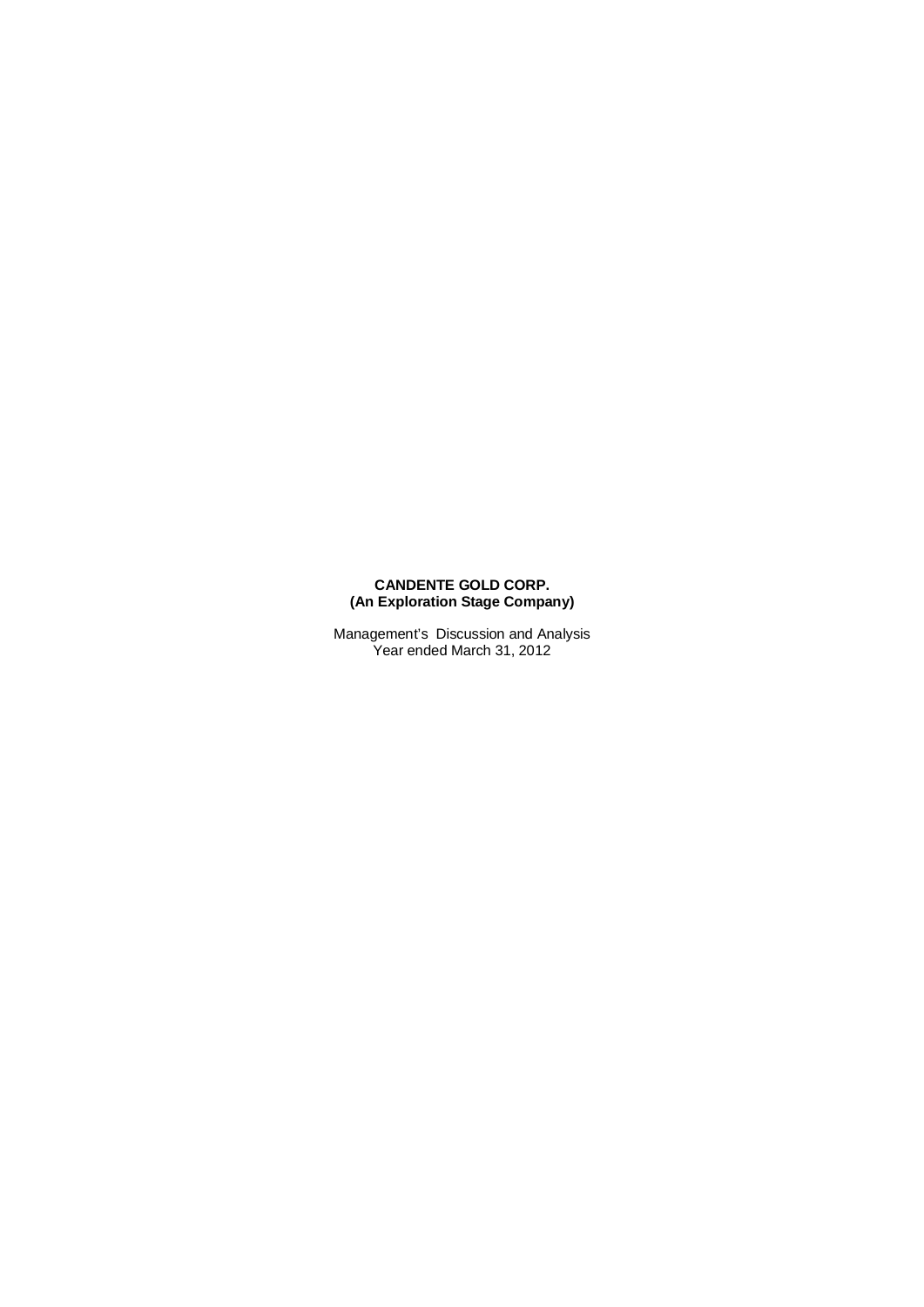**CANDENTE GOLD CORP.**
**(An Exploration Stage Company)**

Management's Discussion and Analysis
Year ended March 31, 2012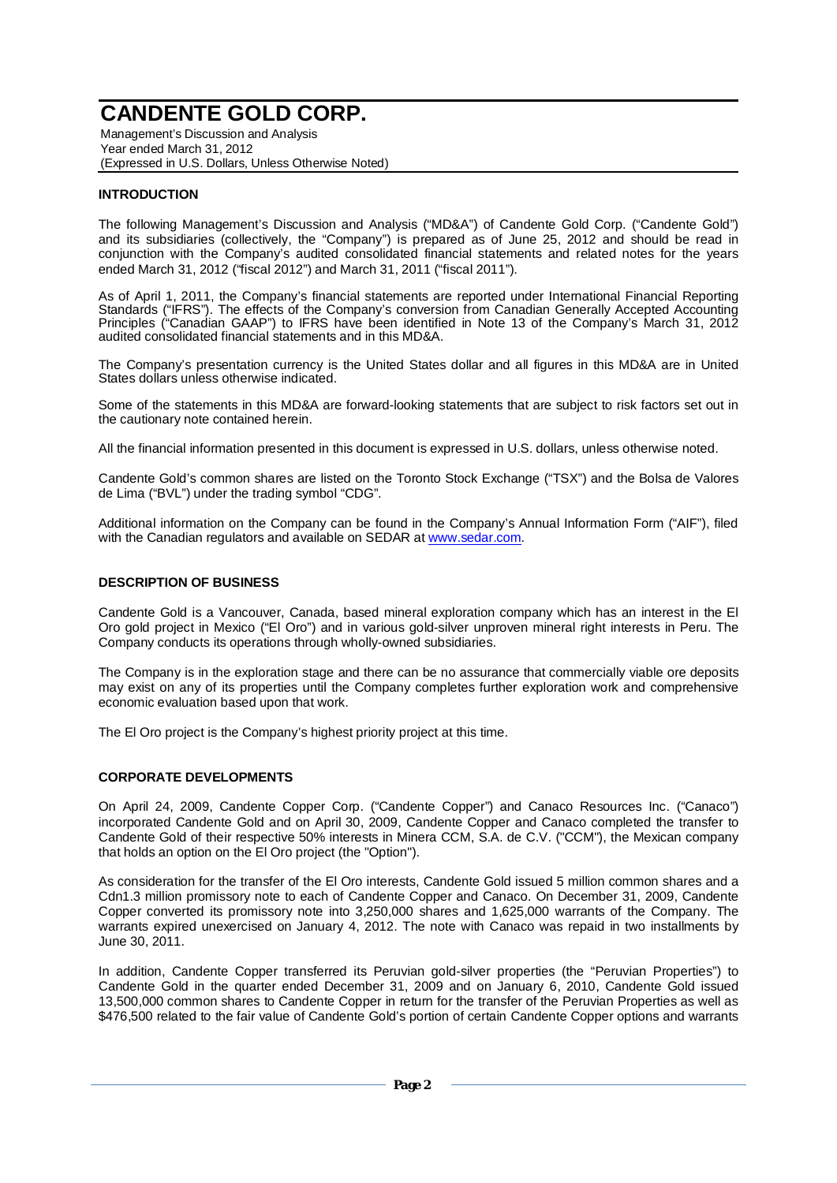# CANDENTE GOLD CORP.

Management's Discussion and Analysis
Year ended March 31, 2012
(Expressed in U.S. Dollars, Unless Otherwise Noted)

## INTRODUCTION

The following Management's Discussion and Analysis ("MD&A") of Candente Gold Corp. ("Candente Gold") and its subsidiaries (collectively, the "Company") is prepared as of June 25, 2012 and should be read in conjunction with the Company's audited consolidated financial statements and related notes for the years ended March 31, 2012 ("fiscal 2012") and March 31, 2011 ("fiscal 2011").

As of April 1, 2011, the Company's financial statements are reported under International Financial Reporting Standards ("IFRS"). The effects of the Company's conversion from Canadian Generally Accepted Accounting Principles ("Canadian GAAP") to IFRS have been identified in Note 13 of the Company's March 31, 2012 audited consolidated financial statements and in this MD&A.

The Company's presentation currency is the United States dollar and all figures in this MD&A are in United States dollars unless otherwise indicated.

Some of the statements in this MD&A are forward-looking statements that are subject to risk factors set out in the cautionary note contained herein.

All the financial information presented in this document is expressed in U.S. dollars, unless otherwise noted.

Candente Gold's common shares are listed on the Toronto Stock Exchange ("TSX") and the Bolsa de Valores de Lima ("BVL") under the trading symbol "CDG".

Additional information on the Company can be found in the Company's Annual Information Form ("AIF"), filed with the Canadian regulators and available on SEDAR at www.sedar.com.

## DESCRIPTION OF BUSINESS

Candente Gold is a Vancouver, Canada, based mineral exploration company which has an interest in the El Oro gold project in Mexico ("El Oro") and in various gold-silver unproven mineral right interests in Peru. The Company conducts its operations through wholly-owned subsidiaries.

The Company is in the exploration stage and there can be no assurance that commercially viable ore deposits may exist on any of its properties until the Company completes further exploration work and comprehensive economic evaluation based upon that work.

The El Oro project is the Company's highest priority project at this time.

## CORPORATE DEVELOPMENTS

On April 24, 2009, Candente Copper Corp. ("Candente Copper") and Canaco Resources Inc. ("Canaco") incorporated Candente Gold and on April 30, 2009, Candente Copper and Canaco completed the transfer to Candente Gold of their respective 50% interests in Minera CCM, S.A. de C.V. ("CCM"), the Mexican company that holds an option on the El Oro project (the "Option").

As consideration for the transfer of the El Oro interests, Candente Gold issued 5 million common shares and a Cdn1.3 million promissory note to each of Candente Copper and Canaco. On December 31, 2009, Candente Copper converted its promissory note into 3,250,000 shares and 1,625,000 warrants of the Company. The warrants expired unexercised on January 4, 2012. The note with Canaco was repaid in two installments by June 30, 2011.

In addition, Candente Copper transferred its Peruvian gold-silver properties (the "Peruvian Properties") to Candente Gold in the quarter ended December 31, 2009 and on January 6, 2010, Candente Gold issued 13,500,000 common shares to Candente Copper in return for the transfer of the Peruvian Properties as well as $476,500 related to the fair value of Candente Gold's portion of certain Candente Copper options and warrants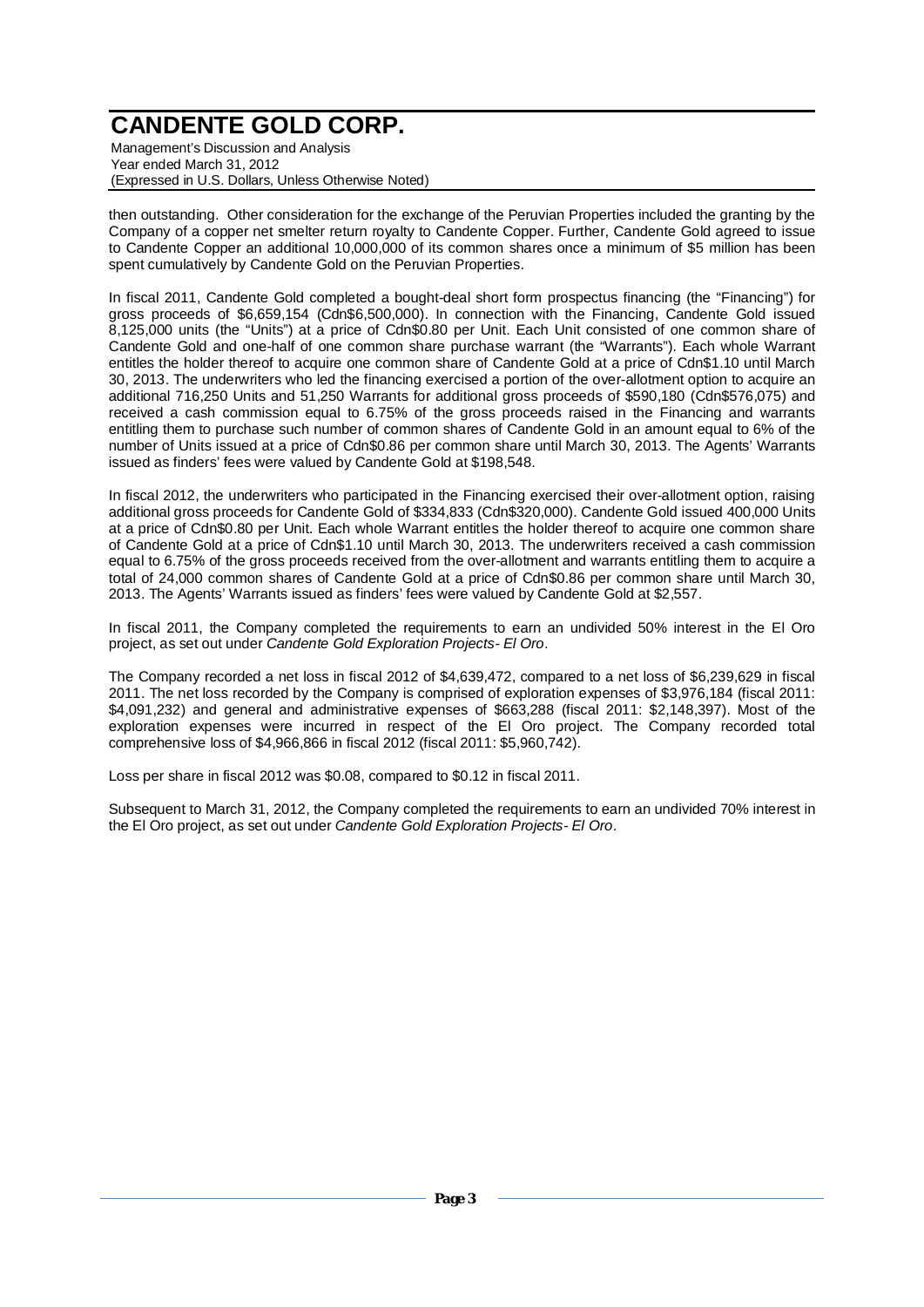then outstanding. Other consideration for the exchange of the Peruvian Properties included the granting by the Company of a copper net smelter return royalty to Candente Copper. Further, Candente Gold agreed to issue to Candente Copper an additional 10,000,000 of its common shares once a minimum of $5 million has been spent cumulatively by Candente Gold on the Peruvian Properties.

In fiscal 2011, Candente Gold completed a bought-deal short form prospectus financing (the "Financing") for gross proceeds of $6,659,154 (Cdn$6,500,000). In connection with the Financing, Candente Gold issued 8,125,000 units (the "Units") at a price of Cdn$0.80 per Unit. Each Unit consisted of one common share of Candente Gold and one-half of one common share purchase warrant (the "Warrants"). Each whole Warrant entitles the holder thereof to acquire one common share of Candente Gold at a price of Cdn$1.10 until March 30, 2013. The underwriters who led the financing exercised a portion of the over-allotment option to acquire an additional 716,250 Units and 51,250 Warrants for additional gross proceeds of $590,180 (Cdn$576,075) and received a cash commission equal to 6.75% of the gross proceeds raised in the Financing and warrants entitling them to purchase such number of common shares of Candente Gold in an amount equal to 6% of the number of Units issued at a price of Cdn$0.86 per common share until March 30, 2013. The Agents' Warrants issued as finders' fees were valued by Candente Gold at $198,548.

In fiscal 2012, the underwriters who participated in the Financing exercised their over-allotment option, raising additional gross proceeds for Candente Gold of $334,833 (Cdn$320,000). Candente Gold issued 400,000 Units at a price of Cdn$0.80 per Unit. Each whole Warrant entitles the holder thereof to acquire one common share of Candente Gold at a price of Cdn$1.10 until March 30, 2013. The underwriters received a cash commission equal to 6.75% of the gross proceeds received from the over-allotment and warrants entitling them to acquire a total of 24,000 common shares of Candente Gold at a price of Cdn$0.86 per common share until March 30, 2013. The Agents' Warrants issued as finders' fees were valued by Candente Gold at $2,557.

In fiscal 2011, the Company completed the requirements to earn an undivided 50% interest in the El Oro project, as set out under *Candente Gold Exploration Projects- El Oro*.

The Company recorded a net loss in fiscal 2012 of $4,639,472, compared to a net loss of $6,239,629 in fiscal 2011. The net loss recorded by the Company is comprised of exploration expenses of $3,976,184 (fiscal 2011: $4,091,232) and general and administrative expenses of $663,288 (fiscal 2011: $2,148,397). Most of the exploration expenses were incurred in respect of the El Oro project. The Company recorded total comprehensive loss of $4,966,866 in fiscal 2012 (fiscal 2011: $5,960,742).

Loss per share in fiscal 2012 was $0.08, compared to $0.12 in fiscal 2011.

Subsequent to March 31, 2012, the Company completed the requirements to earn an undivided 70% interest in the El Oro project, as set out under *Candente Gold Exploration Projects- El Oro*.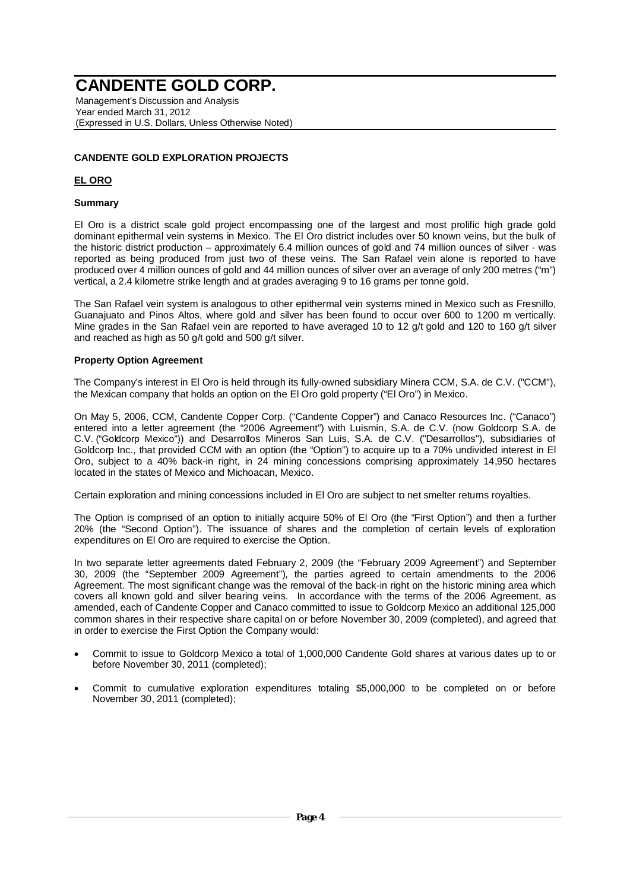## CANDENTE GOLD EXPLORATION PROJECTS

### EL ORO

#### Summary

El Oro is a district scale gold project encompassing one of the largest and most prolific high grade gold dominant epithermal vein systems in Mexico. The El Oro district includes over 50 known veins, but the bulk of the historic district production – approximately 6.4 million ounces of gold and 74 million ounces of silver - was reported as being produced from just two of these veins. The San Rafael vein alone is reported to have produced over 4 million ounces of gold and 44 million ounces of silver over an average of only 200 metres ("m") vertical, a 2.4 kilometre strike length and at grades averaging 9 to 16 grams per tonne gold.

The San Rafael vein system is analogous to other epithermal vein systems mined in Mexico such as Fresnillo, Guanajuato and Pinos Altos, where gold and silver has been found to occur over 600 to 1200 m vertically. Mine grades in the San Rafael vein are reported to have averaged 10 to 12 g/t gold and 120 to 160 g/t silver and reached as high as 50 g/t gold and 500 g/t silver.

#### Property Option Agreement

The Company's interest in El Oro is held through its fully-owned subsidiary Minera CCM, S.A. de C.V. ("CCM"), the Mexican company that holds an option on the El Oro gold property ("El Oro") in Mexico.

On May 5, 2006, CCM, Candente Copper Corp. ("Candente Copper") and Canaco Resources Inc. ("Canaco") entered into a letter agreement (the "2006 Agreement") with Luismin, S.A. de C.V. (now Goldcorp S.A. de C.V. ("Goldcorp Mexico")) and Desarrollos Mineros San Luis, S.A. de C.V. ("Desarrollos"), subsidiaries of Goldcorp Inc., that provided CCM with an option (the "Option") to acquire up to a 70% undivided interest in El Oro, subject to a 40% back-in right, in 24 mining concessions comprising approximately 14,950 hectares located in the states of Mexico and Michoacan, Mexico.

Certain exploration and mining concessions included in El Oro are subject to net smelter returns royalties.

The Option is comprised of an option to initially acquire 50% of El Oro (the "First Option") and then a further 20% (the "Second Option"). The issuance of shares and the completion of certain levels of exploration expenditures on El Oro are required to exercise the Option.

In two separate letter agreements dated February 2, 2009 (the "February 2009 Agreement") and September 30, 2009 (the "September 2009 Agreement"), the parties agreed to certain amendments to the 2006 Agreement. The most significant change was the removal of the back-in right on the historic mining area which covers all known gold and silver bearing veins. In accordance with the terms of the 2006 Agreement, as amended, each of Candente Copper and Canaco committed to issue to Goldcorp Mexico an additional 125,000 common shares in their respective share capital on or before November 30, 2009 (completed), and agreed that in order to exercise the First Option the Company would:

- Commit to issue to Goldcorp Mexico a total of 1,000,000 Candente Gold shares at various dates up to or before November 30, 2011 (completed);
- Commit to cumulative exploration expenditures totaling $5,000,000 to be completed on or before November 30, 2011 (completed);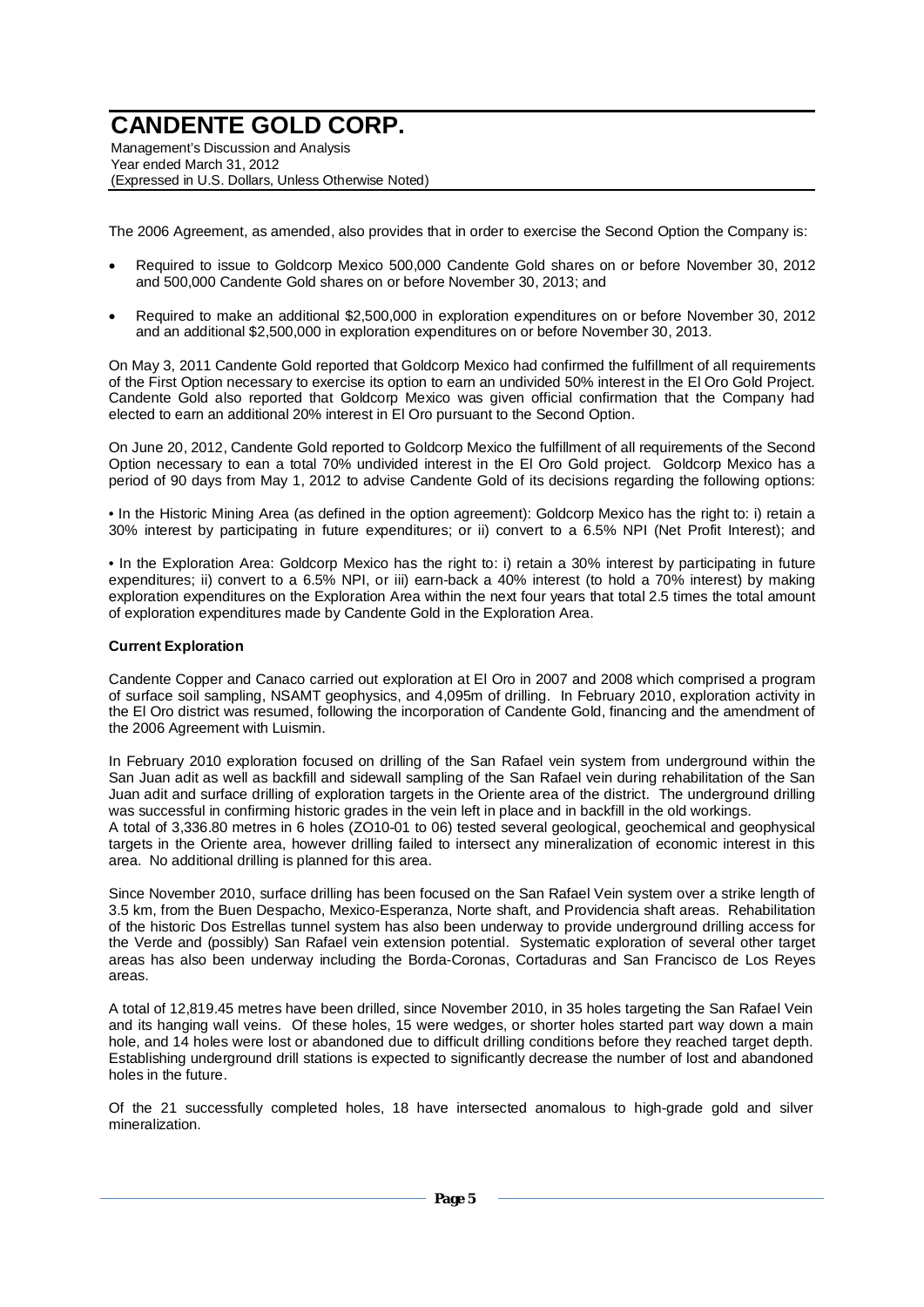The 2006 Agreement, as amended, also provides that in order to exercise the Second Option the Company is:

- Required to issue to Goldcorp Mexico 500,000 Candente Gold shares on or before November 30, 2012 and 500,000 Candente Gold shares on or before November 30, 2013; and
- Required to make an additional $2,500,000 in exploration expenditures on or before November 30, 2012 and an additional $2,500,000 in exploration expenditures on or before November 30, 2013.

On May 3, 2011 Candente Gold reported that Goldcorp Mexico had confirmed the fulfillment of all requirements of the First Option necessary to exercise its option to earn an undivided 50% interest in the El Oro Gold Project. Candente Gold also reported that Goldcorp Mexico was given official confirmation that the Company had elected to earn an additional 20% interest in El Oro pursuant to the Second Option.

On June 20, 2012, Candente Gold reported to Goldcorp Mexico the fulfillment of all requirements of the Second Option necessary to ean a total 70% undivided interest in the El Oro Gold project. Goldcorp Mexico has a period of 90 days from May 1, 2012 to advise Candente Gold of its decisions regarding the following options:

• In the Historic Mining Area (as defined in the option agreement): Goldcorp Mexico has the right to: i) retain a 30% interest by participating in future expenditures; or ii) convert to a 6.5% NPI (Net Profit Interest); and

• In the Exploration Area: Goldcorp Mexico has the right to: i) retain a 30% interest by participating in future expenditures; ii) convert to a 6.5% NPI, or iii) earn-back a 40% interest (to hold a 70% interest) by making exploration expenditures on the Exploration Area within the next four years that total 2.5 times the total amount of exploration expenditures made by Candente Gold in the Exploration Area.

**Current Exploration**

Candente Copper and Canaco carried out exploration at El Oro in 2007 and 2008 which comprised a program of surface soil sampling, NSAMT geophysics, and 4,095m of drilling. In February 2010, exploration activity in the El Oro district was resumed, following the incorporation of Candente Gold, financing and the amendment of the 2006 Agreement with Luismin.

In February 2010 exploration focused on drilling of the San Rafael vein system from underground within the San Juan adit as well as backfill and sidewall sampling of the San Rafael vein during rehabilitation of the San Juan adit and surface drilling of exploration targets in the Oriente area of the district. The underground drilling was successful in confirming historic grades in the vein left in place and in backfill in the old workings.
A total of 3,336.80 metres in 6 holes (ZO10-01 to 06) tested several geological, geochemical and geophysical targets in the Oriente area, however drilling failed to intersect any mineralization of economic interest in this area. No additional drilling is planned for this area.

Since November 2010, surface drilling has been focused on the San Rafael Vein system over a strike length of 3.5 km, from the Buen Despacho, Mexico-Esperanza, Norte shaft, and Providencia shaft areas. Rehabilitation of the historic Dos Estrellas tunnel system has also been underway to provide underground drilling access for the Verde and (possibly) San Rafael vein extension potential. Systematic exploration of several other target areas has also been underway including the Borda-Coronas, Cortaduras and San Francisco de Los Reyes areas.

A total of 12,819.45 metres have been drilled, since November 2010, in 35 holes targeting the San Rafael Vein and its hanging wall veins. Of these holes, 15 were wedges, or shorter holes started part way down a main hole, and 14 holes were lost or abandoned due to difficult drilling conditions before they reached target depth. Establishing underground drill stations is expected to significantly decrease the number of lost and abandoned holes in the future.

Of the 21 successfully completed holes, 18 have intersected anomalous to high-grade gold and silver mineralization.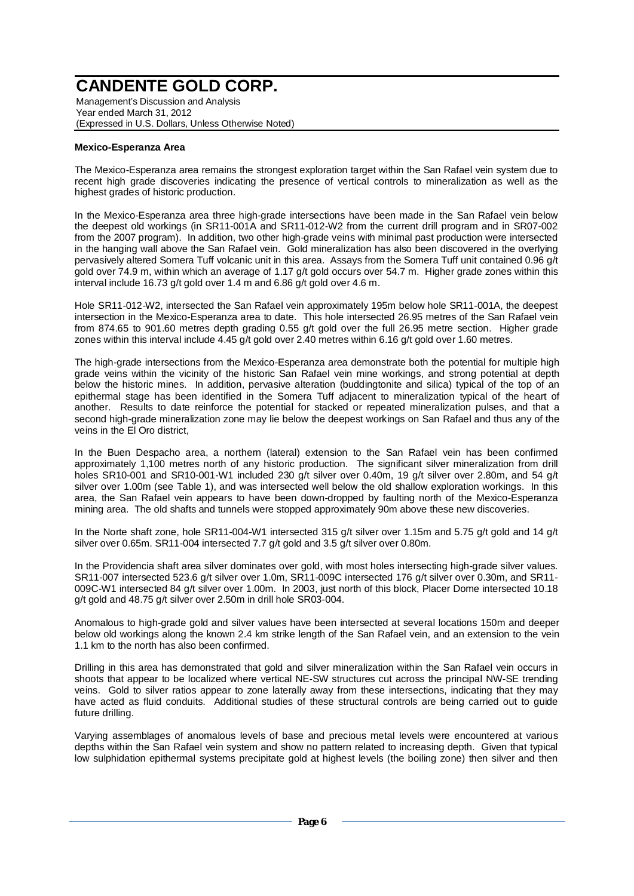**Mexico-Esperanza Area**

The Mexico-Esperanza area remains the strongest exploration target within the San Rafael vein system due to recent high grade discoveries indicating the presence of vertical controls to mineralization as well as the highest grades of historic production.

In the Mexico-Esperanza area three high-grade intersections have been made in the San Rafael vein below the deepest old workings (in SR11-001A and SR11-012-W2 from the current drill program and in SR07-002 from the 2007 program). In addition, two other high-grade veins with minimal past production were intersected in the hanging wall above the San Rafael vein. Gold mineralization has also been discovered in the overlying pervasively altered Somera Tuff volcanic unit in this area. Assays from the Somera Tuff unit contained 0.96 g/t gold over 74.9 m, within which an average of 1.17 g/t gold occurs over 54.7 m. Higher grade zones within this interval include 16.73 g/t gold over 1.4 m and 6.86 g/t gold over 4.6 m.

Hole SR11-012-W2, intersected the San Rafael vein approximately 195m below hole SR11-001A, the deepest intersection in the Mexico-Esperanza area to date. This hole intersected 26.95 metres of the San Rafael vein from 874.65 to 901.60 metres depth grading 0.55 g/t gold over the full 26.95 metre section. Higher grade zones within this interval include 4.45 g/t gold over 2.40 metres within 6.16 g/t gold over 1.60 metres.

The high-grade intersections from the Mexico-Esperanza area demonstrate both the potential for multiple high grade veins within the vicinity of the historic San Rafael vein mine workings, and strong potential at depth below the historic mines. In addition, pervasive alteration (buddingtonite and silica) typical of the top of an epithermal stage has been identified in the Somera Tuff adjacent to mineralization typical of the heart of another. Results to date reinforce the potential for stacked or repeated mineralization pulses, and that a second high-grade mineralization zone may lie below the deepest workings on San Rafael and thus any of the veins in the El Oro district,

In the Buen Despacho area, a northern (lateral) extension to the San Rafael vein has been confirmed approximately 1,100 metres north of any historic production. The significant silver mineralization from drill holes SR10-001 and SR10-001-W1 included 230 g/t silver over 0.40m, 19 g/t silver over 2.80m, and 54 g/t silver over 1.00m (see Table 1), and was intersected well below the old shallow exploration workings. In this area, the San Rafael vein appears to have been down-dropped by faulting north of the Mexico-Esperanza mining area. The old shafts and tunnels were stopped approximately 90m above these new discoveries.

In the Norte shaft zone, hole SR11-004-W1 intersected 315 g/t silver over 1.15m and 5.75 g/t gold and 14 g/t silver over 0.65m. SR11-004 intersected 7.7 g/t gold and 3.5 g/t silver over 0.80m.

In the Providencia shaft area silver dominates over gold, with most holes intersecting high-grade silver values. SR11-007 intersected 523.6 g/t silver over 1.0m, SR11-009C intersected 176 g/t silver over 0.30m, and SR11-009C-W1 intersected 84 g/t silver over 1.00m. In 2003, just north of this block, Placer Dome intersected 10.18 g/t gold and 48.75 g/t silver over 2.50m in drill hole SR03-004.

Anomalous to high-grade gold and silver values have been intersected at several locations 150m and deeper below old workings along the known 2.4 km strike length of the San Rafael vein, and an extension to the vein 1.1 km to the north has also been confirmed.

Drilling in this area has demonstrated that gold and silver mineralization within the San Rafael vein occurs in shoots that appear to be localized where vertical NE-SW structures cut across the principal NW-SE trending veins. Gold to silver ratios appear to zone laterally away from these intersections, indicating that they may have acted as fluid conduits. Additional studies of these structural controls are being carried out to guide future drilling.

Varying assemblages of anomalous levels of base and precious metal levels were encountered at various depths within the San Rafael vein system and show no pattern related to increasing depth. Given that typical low sulphidation epithermal systems precipitate gold at highest levels (the boiling zone) then silver and then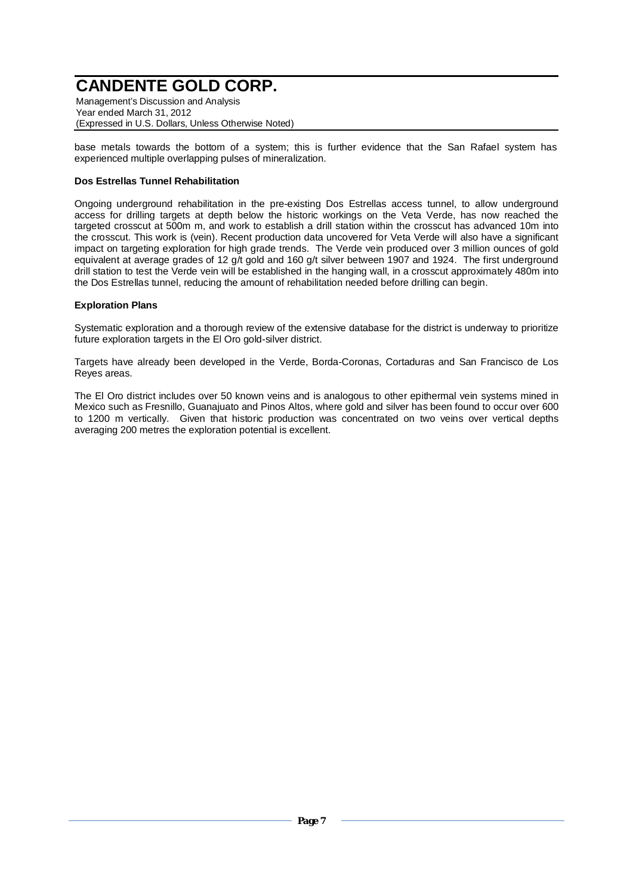base metals towards the bottom of a system; this is further evidence that the San Rafael system has experienced multiple overlapping pulses of mineralization.

**Dos Estrellas Tunnel Rehabilitation**

Ongoing underground rehabilitation in the pre-existing Dos Estrellas access tunnel, to allow underground access for drilling targets at depth below the historic workings on the Veta Verde, has now reached the targeted crosscut at 500m m, and work to establish a drill station within the crosscut has advanced 10m into the crosscut. This work is (vein). Recent production data uncovered for Veta Verde will also have a significant impact on targeting exploration for high grade trends. The Verde vein produced over 3 million ounces of gold equivalent at average grades of 12 g/t gold and 160 g/t silver between 1907 and 1924. The first underground drill station to test the Verde vein will be established in the hanging wall, in a crosscut approximately 480m into the Dos Estrellas tunnel, reducing the amount of rehabilitation needed before drilling can begin.

**Exploration Plans**

Systematic exploration and a thorough review of the extensive database for the district is underway to prioritize future exploration targets in the El Oro gold-silver district.

Targets have already been developed in the Verde, Borda-Coronas, Cortaduras and San Francisco de Los Reyes areas.

The El Oro district includes over 50 known veins and is analogous to other epithermal vein systems mined in Mexico such as Fresnillo, Guanajuato and Pinos Altos, where gold and silver has been found to occur over 600 to 1200 m vertically. Given that historic production was concentrated on two veins over vertical depths averaging 200 metres the exploration potential is excellent.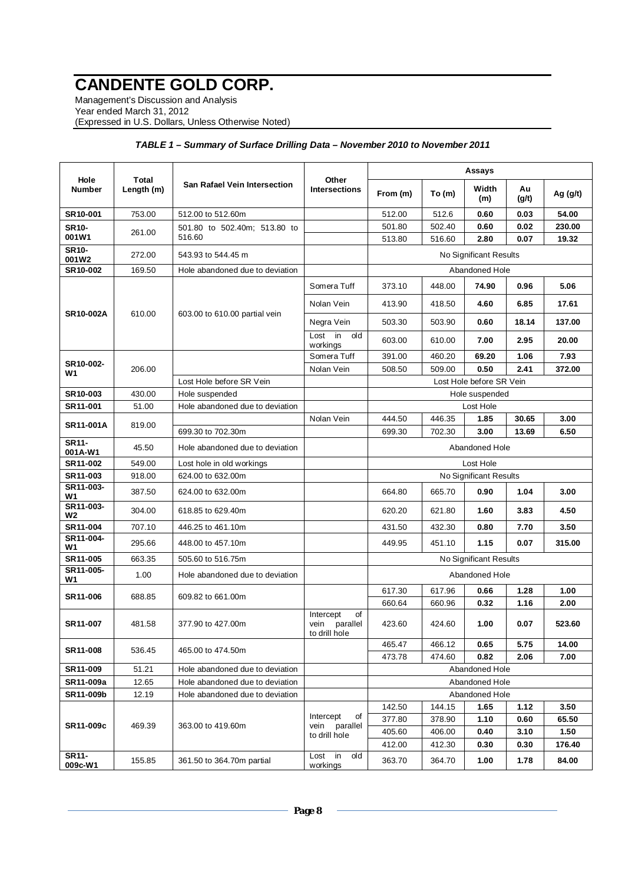# CANDENTE GOLD CORP.

Management's Discussion and Analysis
Year ended March 31, 2012
(Expressed in U.S. Dollars, Unless Otherwise Noted)

***TABLE 1 – Summary of Surface Drilling Data – November 2010 to November 2011***

| Hole Number | Total Length (m) | San Rafael Vein Intersection | Other Intersections | Assays | | | | |
|---|---|---|---|---|---|---|---|---|
| | | | | From (m) | To (m) | Width (m) | Au (g/t) | Ag (g/t) |
| **SR10-001** | 753.00 | 512.00 to 512.60m | | 512.00 | 512.6 | **0.60** | **0.03** | **54.00** |
| **SR10-001W1** | 261.00 | 501.80 to 502.40m; 513.80 to 516.60 | | 501.80 | 502.40 | **0.60** | **0.02** | **230.00** |
| | | | | 513.80 | 516.60 | **2.80** | **0.07** | **19.32** |
| **SR10-001W2** | 272.00 | 543.93 to 544.45 m | | No Significant Results | | | | |
| **SR10-002** | 169.50 | Hole abandoned due to deviation | | Abandoned Hole | | | | |
| **SR10-002A** | 610.00 | 603.00 to 610.00 partial vein | Somera Tuff | 373.10 | 448.00 | **74.90** | **0.96** | **5.06** |
| | | | Nolan Vein | 413.90 | 418.50 | **4.60** | **6.85** | **17.61** |
| | | | Negra Vein | 503.30 | 503.90 | **0.60** | **18.14** | **137.00** |
| | | | Lost in old workings | 603.00 | 610.00 | **7.00** | **2.95** | **20.00** |
| **SR10-002-W1** | 206.00 | | Somera Tuff | 391.00 | 460.20 | **69.20** | **1.06** | **7.93** |
| | | | Nolan Vein | 508.50 | 509.00 | **0.50** | **2.41** | **372.00** |
| | | Lost Hole before SR Vein | | Lost Hole before SR Vein | | | | |
| **SR10-003** | 430.00 | Hole suspended | | Hole suspended | | | | |
| **SR11-001** | 51.00 | Hole abandoned due to deviation | | Lost Hole | | | | |
| **SR11-001A** | 819.00 | | Nolan Vein | 444.50 | 446.35 | **1.85** | **30.65** | **3.00** |
| | | 699.30 to 702.30m | | 699.30 | 702.30 | **3.00** | **13.69** | **6.50** |
| **SR11-001A-W1** | 45.50 | Hole abandoned due to deviation | | Abandoned Hole | | | | |
| **SR11-002** | 549.00 | Lost hole in old workings | | Lost Hole | | | | |
| **SR11-003** | 918.00 | 624.00 to 632.00m | | No Significant Results | | | | |
| **SR11-003-W1** | 387.50 | 624.00 to 632.00m | | 664.80 | 665.70 | **0.90** | **1.04** | **3.00** |
| **SR11-003-W2** | 304.00 | 618.85 to 629.40m | | 620.20 | 621.80 | **1.60** | **3.83** | **4.50** |
| **SR11-004** | 707.10 | 446.25 to 461.10m | | 431.50 | 432.30 | **0.80** | **7.70** | **3.50** |
| **SR11-004-W1** | 295.66 | 448.00 to 457.10m | | 449.95 | 451.10 | **1.15** | **0.07** | **315.00** |
| **SR11-005** | 663.35 | 505.60 to 516.75m | | No Significant Results | | | | |
| **SR11-005-W1** | 1.00 | Hole abandoned due to deviation | | Abandoned Hole | | | | |
| **SR11-006** | 688.85 | 609.82 to 661.00m | | 617.30 | 617.96 | **0.66** | **1.28** | **1.00** |
| | | | | 660.64 | 660.96 | **0.32** | **1.16** | **2.00** |
| **SR11-007** | 481.58 | 377.90 to 427.00m | Intercept of vein parallel to drill hole | 423.60 | 424.60 | **1.00** | **0.07** | **523.60** |
| **SR11-008** | 536.45 | 465.00 to 474.50m | | 465.47 | 466.12 | **0.65** | **5.75** | **14.00** |
| | | | | 473.78 | 474.60 | **0.82** | **2.06** | **7.00** |
| **SR11-009** | 51.21 | Hole abandoned due to deviation | | Abandoned Hole | | | | |
| **SR11-009a** | 12.65 | Hole abandoned due to deviation | | Abandoned Hole | | | | |
| **SR11-009b** | 12.19 | Hole abandoned due to deviation | | Abandoned Hole | | | | |
| **SR11-009c** | 469.39 | 363.00 to 419.60m | Intercept of vein parallel to drill hole | 142.50 | 144.15 | **1.65** | **1.12** | **3.50** |
| | | | | 377.80 | 378.90 | **1.10** | **0.60** | **65.50** |
| | | | | 405.60 | 406.00 | **0.40** | **3.10** | **1.50** |
| | | | | 412.00 | 412.30 | **0.30** | **0.30** | **176.40** |
| **SR11-009c-W1** | 155.85 | 361.50 to 364.70m partial | Lost in old workings | 363.70 | 364.70 | **1.00** | **1.78** | **84.00** |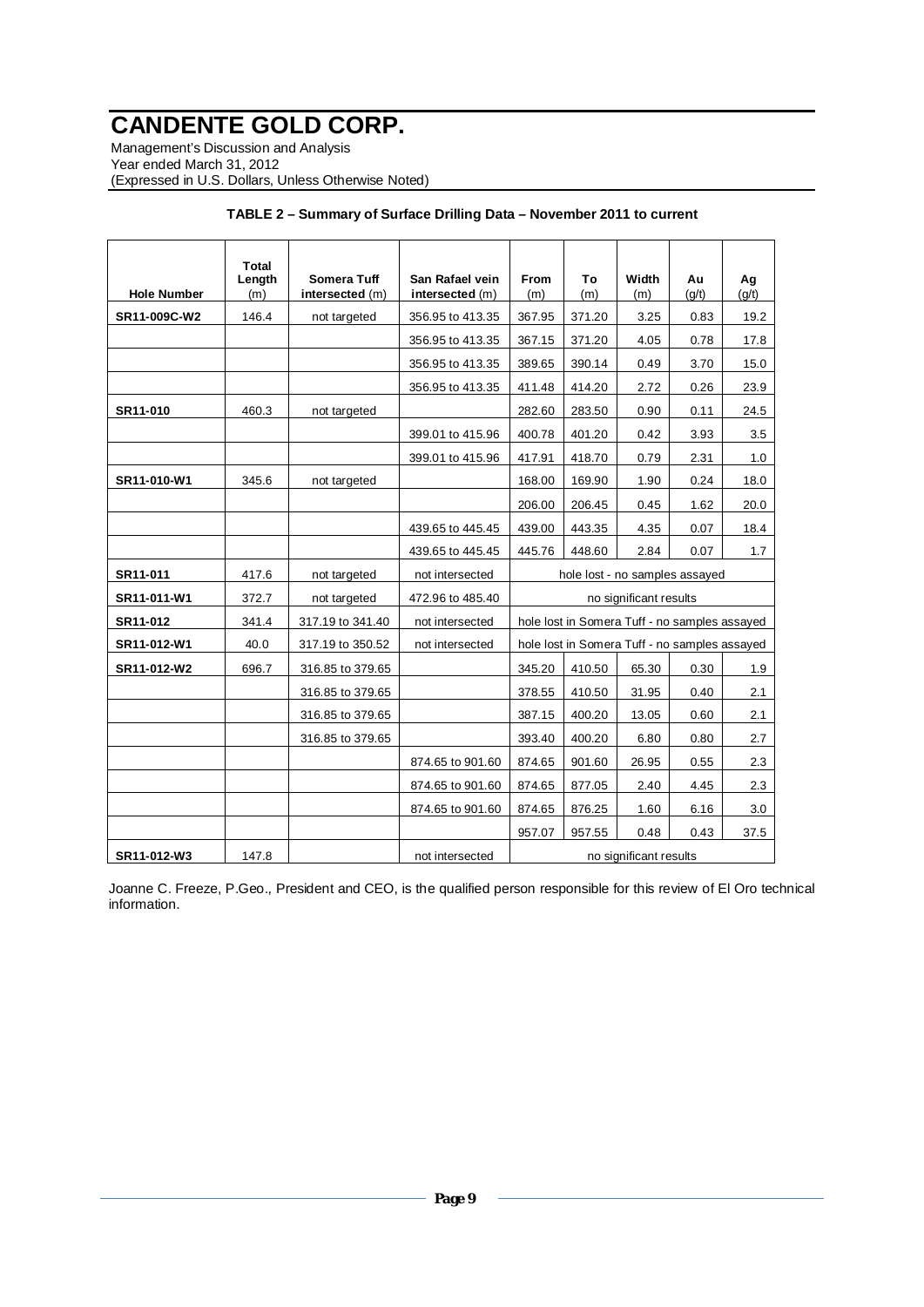**TABLE 2 – Summary of Surface Drilling Data – November 2011 to current**

| Hole Number | Total Length (m) | Somera Tuff intersected (m) | San Rafael vein intersected (m) | From (m) | To (m) | Width (m) | Au (g/t) | Ag (g/t) |
|---|---|---|---|---|---|---|---|---|
| **SR11-009C-W2** | 146.4 | not targeted | 356.95 to 413.35 | 367.95 | 371.20 | 3.25 | 0.83 | 19.2 |
| | | | 356.95 to 413.35 | 367.15 | 371.20 | 4.05 | 0.78 | 17.8 |
| | | | 356.95 to 413.35 | 389.65 | 390.14 | 0.49 | 3.70 | 15.0 |
| | | | 356.95 to 413.35 | 411.48 | 414.20 | 2.72 | 0.26 | 23.9 |
| **SR11-010** | 460.3 | not targeted | | 282.60 | 283.50 | 0.90 | 0.11 | 24.5 |
| | | | 399.01 to 415.96 | 400.78 | 401.20 | 0.42 | 3.93 | 3.5 |
| | | | 399.01 to 415.96 | 417.91 | 418.70 | 0.79 | 2.31 | 1.0 |
| **SR11-010-W1** | 345.6 | not targeted | | 168.00 | 169.90 | 1.90 | 0.24 | 18.0 |
| | | | | 206.00 | 206.45 | 0.45 | 1.62 | 20.0 |
| | | | 439.65 to 445.45 | 439.00 | 443.35 | 4.35 | 0.07 | 18.4 |
| | | | 439.65 to 445.45 | 445.76 | 448.60 | 2.84 | 0.07 | 1.7 |
| **SR11-011** | 417.6 | not targeted | not intersected | hole lost - no samples assayed | | | | |
| **SR11-011-W1** | 372.7 | not targeted | 472.96 to 485.40 | no significant results | | | | |
| **SR11-012** | 341.4 | 317.19 to 341.40 | not intersected | hole lost in Somera Tuff - no samples assayed | | | | |
| **SR11-012-W1** | 40.0 | 317.19 to 350.52 | not intersected | hole lost in Somera Tuff - no samples assayed | | | | |
| **SR11-012-W2** | 696.7 | 316.85 to 379.65 | | 345.20 | 410.50 | 65.30 | 0.30 | 1.9 |
| | | 316.85 to 379.65 | | 378.55 | 410.50 | 31.95 | 0.40 | 2.1 |
| | | 316.85 to 379.65 | | 387.15 | 400.20 | 13.05 | 0.60 | 2.1 |
| | | 316.85 to 379.65 | | 393.40 | 400.20 | 6.80 | 0.80 | 2.7 |
| | | | 874.65 to 901.60 | 874.65 | 901.60 | 26.95 | 0.55 | 2.3 |
| | | | 874.65 to 901.60 | 874.65 | 877.05 | 2.40 | 4.45 | 2.3 |
| | | | 874.65 to 901.60 | 874.65 | 876.25 | 1.60 | 6.16 | 3.0 |
| | | | | 957.07 | 957.55 | 0.48 | 0.43 | 37.5 |
| **SR11-012-W3** | 147.8 | | not intersected | no significant results | | | | |

Joanne C. Freeze, P.Geo., President and CEO, is the qualified person responsible for this review of El Oro technical information.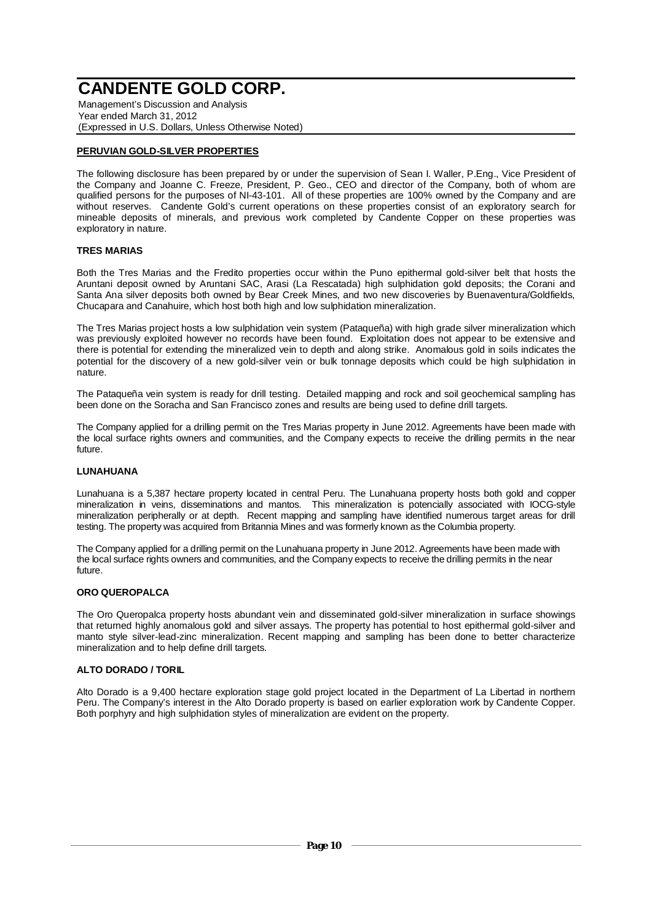## PERUVIAN GOLD-SILVER PROPERTIES

The following disclosure has been prepared by or under the supervision of Sean I. Waller, P.Eng., Vice President of the Company and Joanne C. Freeze, President, P. Geo., CEO and director of the Company, both of whom are qualified persons for the purposes of NI-43-101. All of these properties are 100% owned by the Company and are without reserves. Candente Gold's current operations on these properties consist of an exploratory search for mineable deposits of minerals, and previous work completed by Candente Copper on these properties was exploratory in nature.

### TRES MARIAS

Both the Tres Marias and the Fredito properties occur within the Puno epithermal gold-silver belt that hosts the Aruntani deposit owned by Aruntani SAC, Arasi (La Rescatada) high sulphidation gold deposits; the Corani and Santa Ana silver deposits both owned by Bear Creek Mines, and two new discoveries by Buenaventura/Goldfields, Chucapara and Canahuire, which host both high and low sulphidation mineralization.

The Tres Marias project hosts a low sulphidation vein system (Pataqueña) with high grade silver mineralization which was previously exploited however no records have been found. Exploitation does not appear to be extensive and there is potential for extending the mineralized vein to depth and along strike. Anomalous gold in soils indicates the potential for the discovery of a new gold-silver vein or bulk tonnage deposits which could be high sulphidation in nature.

The Pataqueña vein system is ready for drill testing. Detailed mapping and rock and soil geochemical sampling has been done on the Soracha and San Francisco zones and results are being used to define drill targets.

The Company applied for a drilling permit on the Tres Marias property in June 2012. Agreements have been made with the local surface rights owners and communities, and the Company expects to receive the drilling permits in the near future.

### LUNAHUANA

Lunahuana is a 5,387 hectare property located in central Peru. The Lunahuana property hosts both gold and copper mineralization in veins, disseminations and mantos. This mineralization is potencially associated with IOCG-style mineralization peripherally or at depth. Recent mapping and sampling have identified numerous target areas for drill testing. The property was acquired from Britannia Mines and was formerly known as the Columbia property.

The Company applied for a drilling permit on the Lunahuana property in June 2012. Agreements have been made with the local surface rights owners and communities, and the Company expects to receive the drilling permits in the near future.

### ORO QUEROPALCA

The Oro Queropalca property hosts abundant vein and disseminated gold-silver mineralization in surface showings that returned highly anomalous gold and silver assays. The property has potential to host epithermal gold-silver and manto style silver-lead-zinc mineralization. Recent mapping and sampling has been done to better characterize mineralization and to help define drill targets.

### ALTO DORADO / TORIL

Alto Dorado is a 9,400 hectare exploration stage gold project located in the Department of La Libertad in northern Peru. The Company's interest in the Alto Dorado property is based on earlier exploration work by Candente Copper. Both porphyry and high sulphidation styles of mineralization are evident on the property.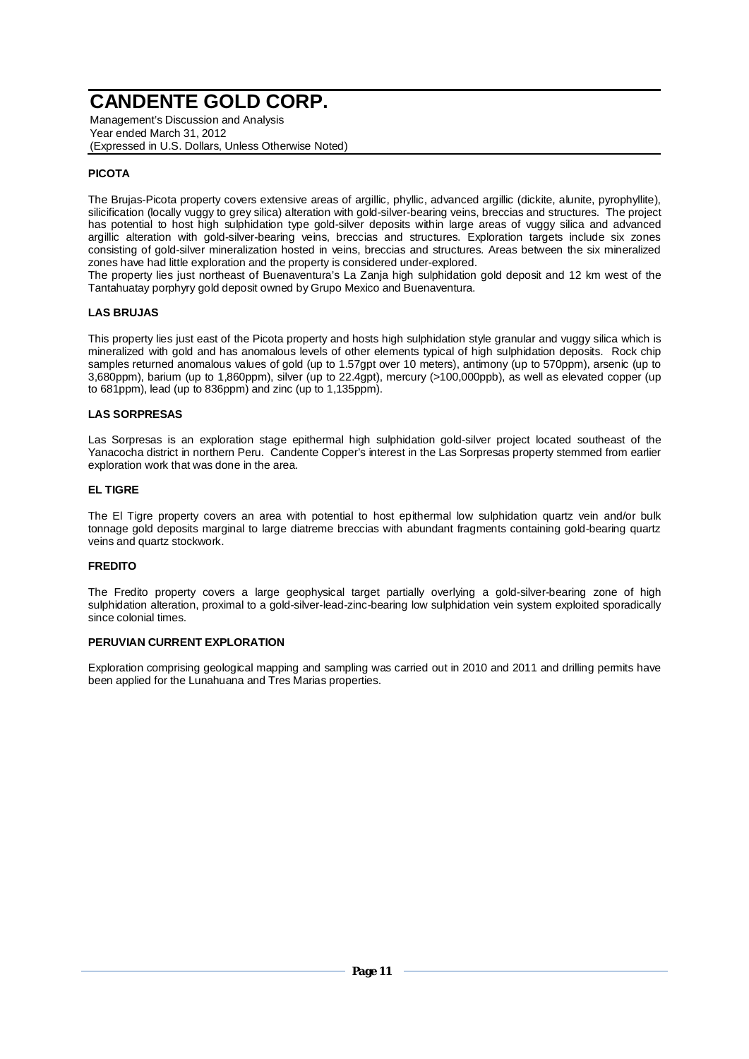## PICOTA

The Brujas-Picota property covers extensive areas of argillic, phyllic, advanced argillic (dickite, alunite, pyrophyllite), silicification (locally vuggy to grey silica) alteration with gold-silver-bearing veins, breccias and structures. The project has potential to host high sulphidation type gold-silver deposits within large areas of vuggy silica and advanced argillic alteration with gold-silver-bearing veins, breccias and structures. Exploration targets include six zones consisting of gold-silver mineralization hosted in veins, breccias and structures. Areas between the six mineralized zones have had little exploration and the property is considered under-explored.

The property lies just northeast of Buenaventura's La Zanja high sulphidation gold deposit and 12 km west of the Tantahuatay porphyry gold deposit owned by Grupo Mexico and Buenaventura.

## LAS BRUJAS

This property lies just east of the Picota property and hosts high sulphidation style granular and vuggy silica which is mineralized with gold and has anomalous levels of other elements typical of high sulphidation deposits. Rock chip samples returned anomalous values of gold (up to 1.57gpt over 10 meters), antimony (up to 570ppm), arsenic (up to 3,680ppm), barium (up to 1,860ppm), silver (up to 22.4gpt), mercury (>100,000ppb), as well as elevated copper (up to 681ppm), lead (up to 836ppm) and zinc (up to 1,135ppm).

## LAS SORPRESAS

Las Sorpresas is an exploration stage epithermal high sulphidation gold-silver project located southeast of the Yanacocha district in northern Peru. Candente Copper's interest in the Las Sorpresas property stemmed from earlier exploration work that was done in the area.

## EL TIGRE

The El Tigre property covers an area with potential to host epithermal low sulphidation quartz vein and/or bulk tonnage gold deposits marginal to large diatreme breccias with abundant fragments containing gold-bearing quartz veins and quartz stockwork.

## FREDITO

The Fredito property covers a large geophysical target partially overlying a gold-silver-bearing zone of high sulphidation alteration, proximal to a gold-silver-lead-zinc-bearing low sulphidation vein system exploited sporadically since colonial times.

## PERUVIAN CURRENT EXPLORATION

Exploration comprising geological mapping and sampling was carried out in 2010 and 2011 and drilling permits have been applied for the Lunahuana and Tres Marias properties.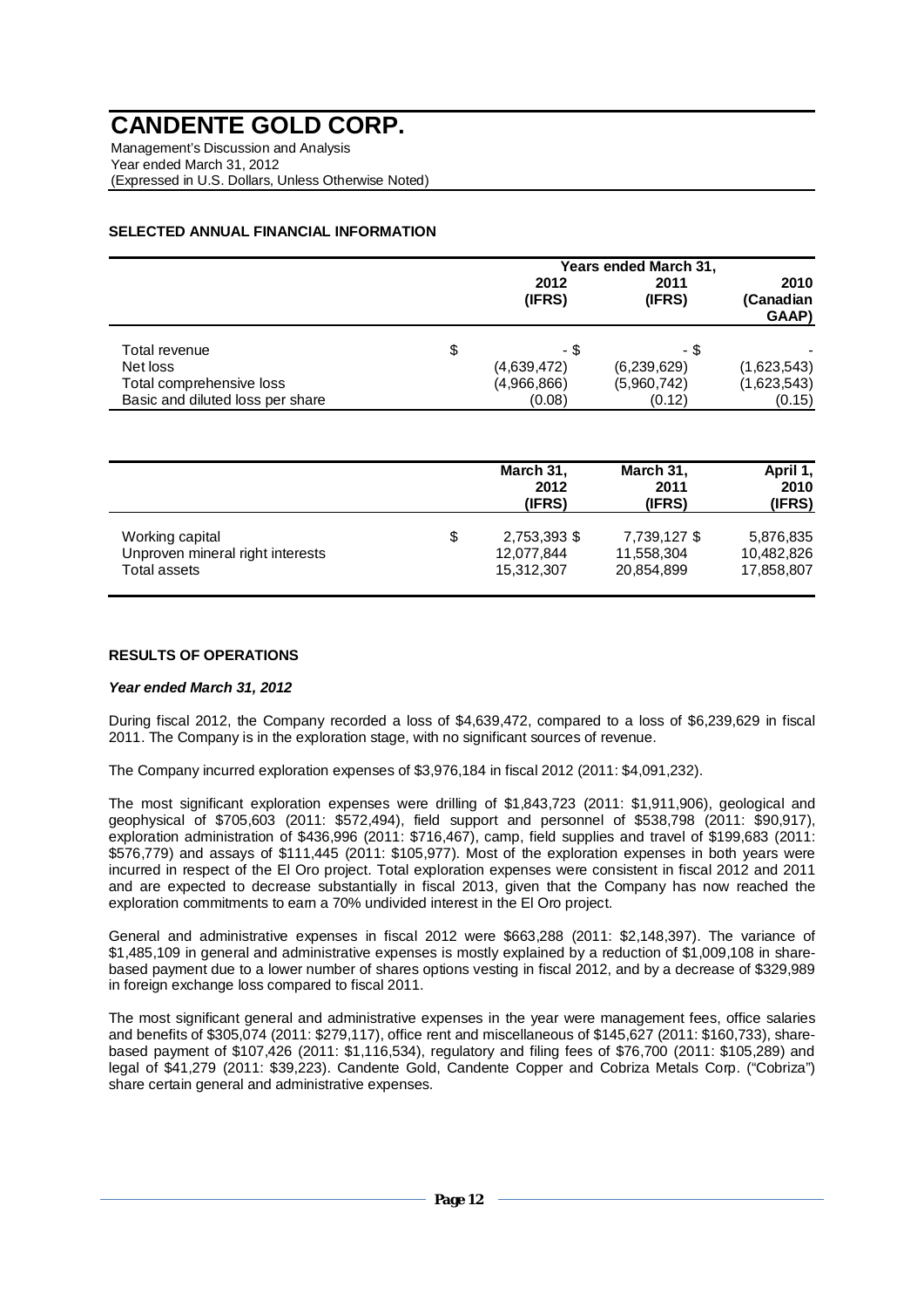## SELECTED ANNUAL FINANCIAL INFORMATION

| | | Years ended March 31, | | |
|---|---|---|---|---|
| | | 2012 (IFRS) | 2011 (IFRS) | 2010 (Canadian GAAP) |
| Total revenue | $ | - $ | - $ | - |
| Net loss | | (4,639,472) | (6,239,629) | (1,623,543) |
| Total comprehensive loss | | (4,966,866) | (5,960,742) | (1,623,543) |
| Basic and diluted loss per share | | (0.08) | (0.12) | (0.15) |

| | | March 31, 2012 (IFRS) | March 31, 2011 (IFRS) | April 1, 2010 (IFRS) |
|---|---|---|---|---|
| Working capital | $ | 2,753,393 $ | 7,739,127 $ | 5,876,835 |
| Unproven mineral right interests | | 12,077,844 | 11,558,304 | 10,482,826 |
| Total assets | | 15,312,307 | 20,854,899 | 17,858,807 |

## RESULTS OF OPERATIONS

### *Year ended March 31, 2012*

During fiscal 2012, the Company recorded a loss of $4,639,472, compared to a loss of $6,239,629 in fiscal 2011. The Company is in the exploration stage, with no significant sources of revenue.

The Company incurred exploration expenses of $3,976,184 in fiscal 2012 (2011: $4,091,232).

The most significant exploration expenses were drilling of $1,843,723 (2011: $1,911,906), geological and geophysical of $705,603 (2011: $572,494), field support and personnel of $538,798 (2011: $90,917), exploration administration of $436,996 (2011: $716,467), camp, field supplies and travel of $199,683 (2011: $576,779) and assays of $111,445 (2011: $105,977). Most of the exploration expenses in both years were incurred in respect of the El Oro project. Total exploration expenses were consistent in fiscal 2012 and 2011 and are expected to decrease substantially in fiscal 2013, given that the Company has now reached the exploration commitments to earn a 70% undivided interest in the El Oro project.

General and administrative expenses in fiscal 2012 were $663,288 (2011: $2,148,397). The variance of $1,485,109 in general and administrative expenses is mostly explained by a reduction of $1,009,108 in share-based payment due to a lower number of shares options vesting in fiscal 2012, and by a decrease of $329,989 in foreign exchange loss compared to fiscal 2011.

The most significant general and administrative expenses in the year were management fees, office salaries and benefits of $305,074 (2011: $279,117), office rent and miscellaneous of $145,627 (2011: $160,733), share-based payment of $107,426 (2011: $1,116,534), regulatory and filing fees of $76,700 (2011: $105,289) and legal of $41,279 (2011: $39,223). Candente Gold, Candente Copper and Cobriza Metals Corp. ("Cobriza") share certain general and administrative expenses.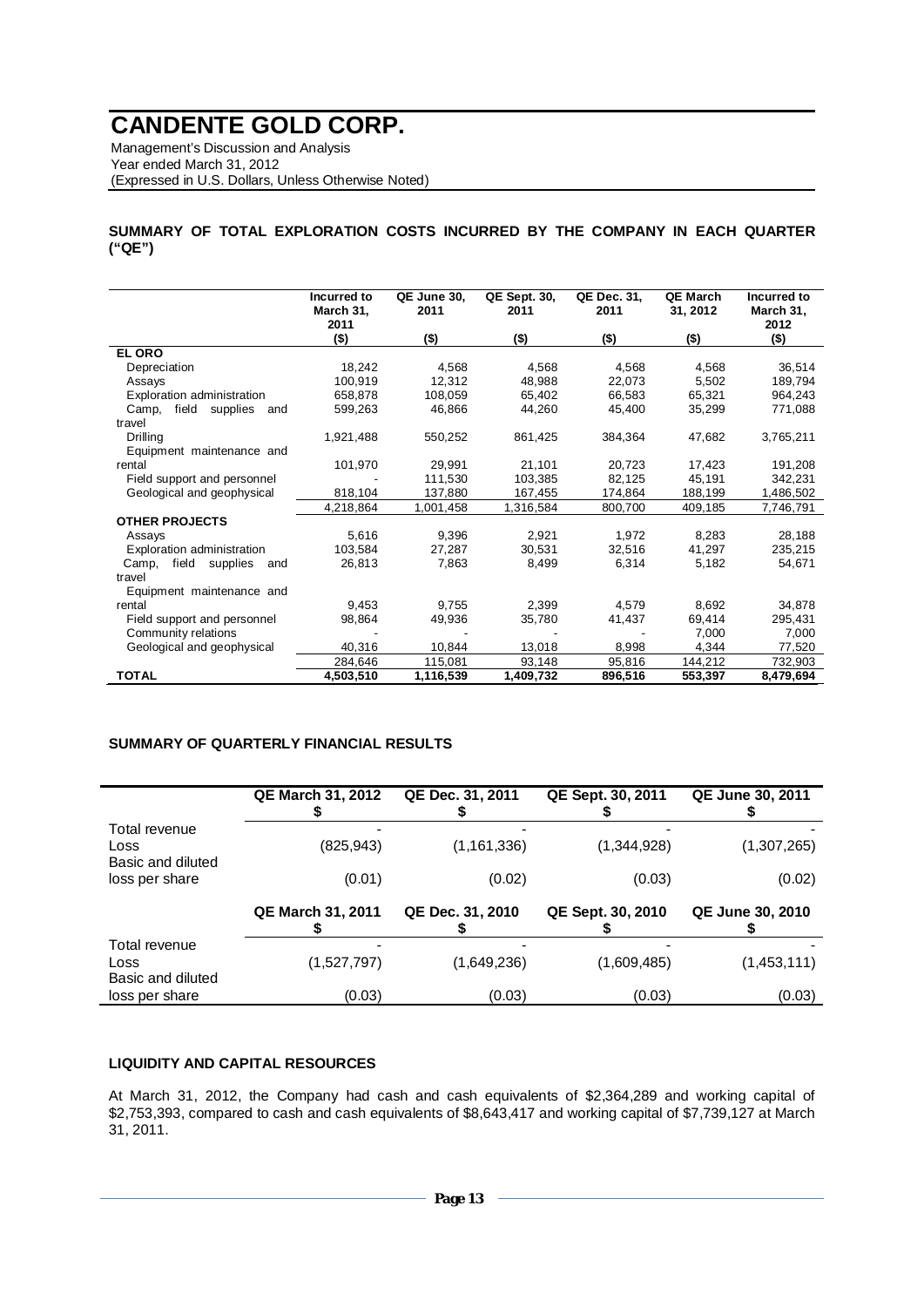# CANDENTE GOLD CORP.

Management's Discussion and Analysis
Year ended March 31, 2012
(Expressed in U.S. Dollars, Unless Otherwise Noted)

## SUMMARY OF TOTAL EXPLORATION COSTS INCURRED BY THE COMPANY IN EACH QUARTER ("QE")

| | Incurred to March 31, 2011 | QE June 30, 2011 | QE Sept. 30, 2011 | QE Dec. 31, 2011 | QE March 31, 2012 | Incurred to March 31, 2012 |
|---|---|---|---|---|---|---|
| | ($) | ($) | ($) | ($) | ($) | ($) |
| **EL ORO** | | | | | | |
| Depreciation | 18,242 | 4,568 | 4,568 | 4,568 | 4,568 | 36,514 |
| Assays | 100,919 | 12,312 | 48,988 | 22,073 | 5,502 | 189,794 |
| Exploration administration | 658,878 | 108,059 | 65,402 | 66,583 | 65,321 | 964,243 |
| Camp, field supplies and travel | 599,263 | 46,866 | 44,260 | 45,400 | 35,299 | 771,088 |
| Drilling | 1,921,488 | 550,252 | 861,425 | 384,364 | 47,682 | 3,765,211 |
| Equipment maintenance and rental | 101,970 | 29,991 | 21,101 | 20,723 | 17,423 | 191,208 |
| Field support and personnel | - | 111,530 | 103,385 | 82,125 | 45,191 | 342,231 |
| Geological and geophysical | 818,104 | 137,880 | 167,455 | 174,864 | 188,199 | 1,486,502 |
| | 4,218,864 | 1,001,458 | 1,316,584 | 800,700 | 409,185 | 7,746,791 |
| **OTHER PROJECTS** | | | | | | |
| Assays | 5,616 | 9,396 | 2,921 | 1,972 | 8,283 | 28,188 |
| Exploration administration | 103,584 | 27,287 | 30,531 | 32,516 | 41,297 | 235,215 |
| Camp, field supplies and travel | 26,813 | 7,863 | 8,499 | 6,314 | 5,182 | 54,671 |
| Equipment maintenance and rental | 9,453 | 9,755 | 2,399 | 4,579 | 8,692 | 34,878 |
| Field support and personnel | 98,864 | 49,936 | 35,780 | 41,437 | 69,414 | 295,431 |
| Community relations | - | - | - | - | 7,000 | 7,000 |
| Geological and geophysical | 40,316 | 10,844 | 13,018 | 8,998 | 4,344 | 77,520 |
| | 284,646 | 115,081 | 93,148 | 95,816 | 144,212 | 732,903 |
| **TOTAL** | **4,503,510** | **1,116,539** | **1,409,732** | **896,516** | **553,397** | **8,479,694** |

## SUMMARY OF QUARTERLY FINANCIAL RESULTS

| | QE March 31, 2012 $ | QE Dec. 31, 2011 $ | QE Sept. 30, 2011 $ | QE June 30, 2011 $ |
|---|---|---|---|---|
| Total revenue | - | - | - | - |
| Loss | (825,943) | (1,161,336) | (1,344,928) | (1,307,265) |
| Basic and diluted loss per share | (0.01) | (0.02) | (0.03) | (0.02) |

| | QE March 31, 2011 $ | QE Dec. 31, 2010 $ | QE Sept. 30, 2010 $ | QE June 30, 2010 $ |
|---|---|---|---|---|
| Total revenue | - | - | - | - |
| Loss | (1,527,797) | (1,649,236) | (1,609,485) | (1,453,111) |
| Basic and diluted loss per share | (0.03) | (0.03) | (0.03) | (0.03) |

## LIQUIDITY AND CAPITAL RESOURCES

At March 31, 2012, the Company had cash and cash equivalents of $2,364,289 and working capital of $2,753,393, compared to cash and cash equivalents of $8,643,417 and working capital of $7,739,127 at March 31, 2011.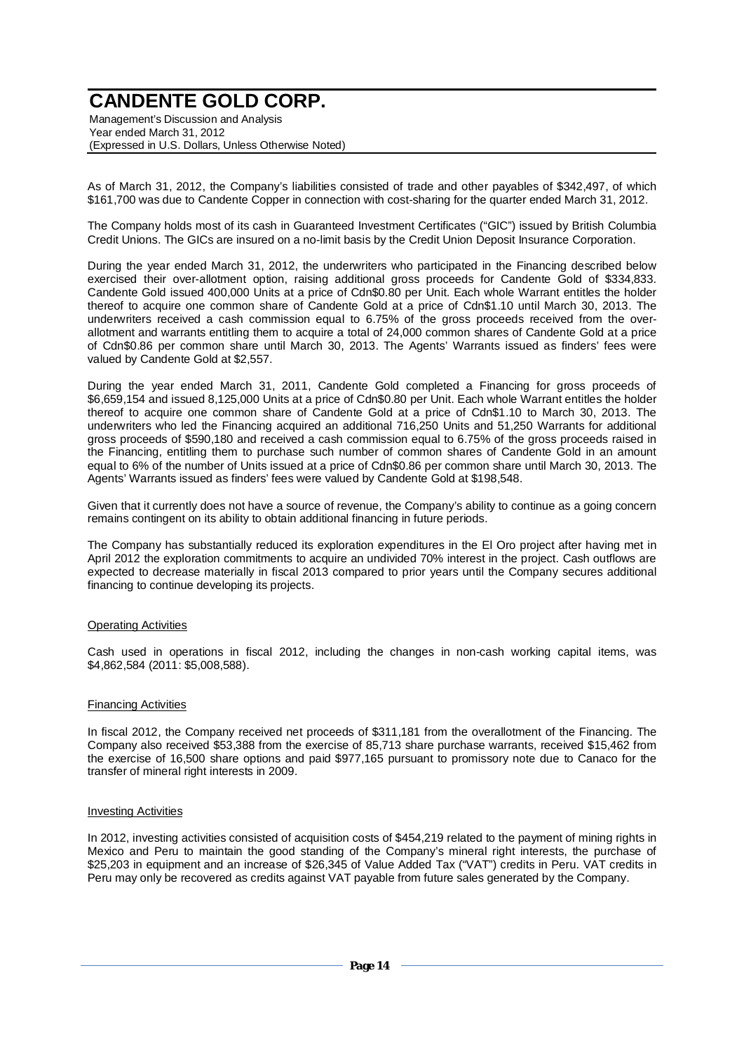As of March 31, 2012, the Company's liabilities consisted of trade and other payables of $342,497, of which $161,700 was due to Candente Copper in connection with cost-sharing for the quarter ended March 31, 2012.

The Company holds most of its cash in Guaranteed Investment Certificates ("GIC") issued by British Columbia Credit Unions. The GICs are insured on a no-limit basis by the Credit Union Deposit Insurance Corporation.

During the year ended March 31, 2012, the underwriters who participated in the Financing described below exercised their over-allotment option, raising additional gross proceeds for Candente Gold of $334,833. Candente Gold issued 400,000 Units at a price of Cdn$0.80 per Unit. Each whole Warrant entitles the holder thereof to acquire one common share of Candente Gold at a price of Cdn$1.10 until March 30, 2013. The underwriters received a cash commission equal to 6.75% of the gross proceeds received from the over-allotment and warrants entitling them to acquire a total of 24,000 common shares of Candente Gold at a price of Cdn$0.86 per common share until March 30, 2013. The Agents' Warrants issued as finders' fees were valued by Candente Gold at $2,557.

During the year ended March 31, 2011, Candente Gold completed a Financing for gross proceeds of $6,659,154 and issued 8,125,000 Units at a price of Cdn$0.80 per Unit. Each whole Warrant entitles the holder thereof to acquire one common share of Candente Gold at a price of Cdn$1.10 to March 30, 2013. The underwriters who led the Financing acquired an additional 716,250 Units and 51,250 Warrants for additional gross proceeds of $590,180 and received a cash commission equal to 6.75% of the gross proceeds raised in the Financing, entitling them to purchase such number of common shares of Candente Gold in an amount equal to 6% of the number of Units issued at a price of Cdn$0.86 per common share until March 30, 2013. The Agents' Warrants issued as finders' fees were valued by Candente Gold at $198,548.

Given that it currently does not have a source of revenue, the Company's ability to continue as a going concern remains contingent on its ability to obtain additional financing in future periods.

The Company has substantially reduced its exploration expenditures in the El Oro project after having met in April 2012 the exploration commitments to acquire an undivided 70% interest in the project. Cash outflows are expected to decrease materially in fiscal 2013 compared to prior years until the Company secures additional financing to continue developing its projects.

#### Operating Activities

Cash used in operations in fiscal 2012, including the changes in non-cash working capital items, was $4,862,584 (2011: $5,008,588).

#### Financing Activities

In fiscal 2012, the Company received net proceeds of $311,181 from the overallotment of the Financing. The Company also received $53,388 from the exercise of 85,713 share purchase warrants, received $15,462 from the exercise of 16,500 share options and paid $977,165 pursuant to promissory note due to Canaco for the transfer of mineral right interests in 2009.

#### Investing Activities

In 2012, investing activities consisted of acquisition costs of $454,219 related to the payment of mining rights in Mexico and Peru to maintain the good standing of the Company's mineral right interests, the purchase of $25,203 in equipment and an increase of $26,345 of Value Added Tax ("VAT") credits in Peru. VAT credits in Peru may only be recovered as credits against VAT payable from future sales generated by the Company.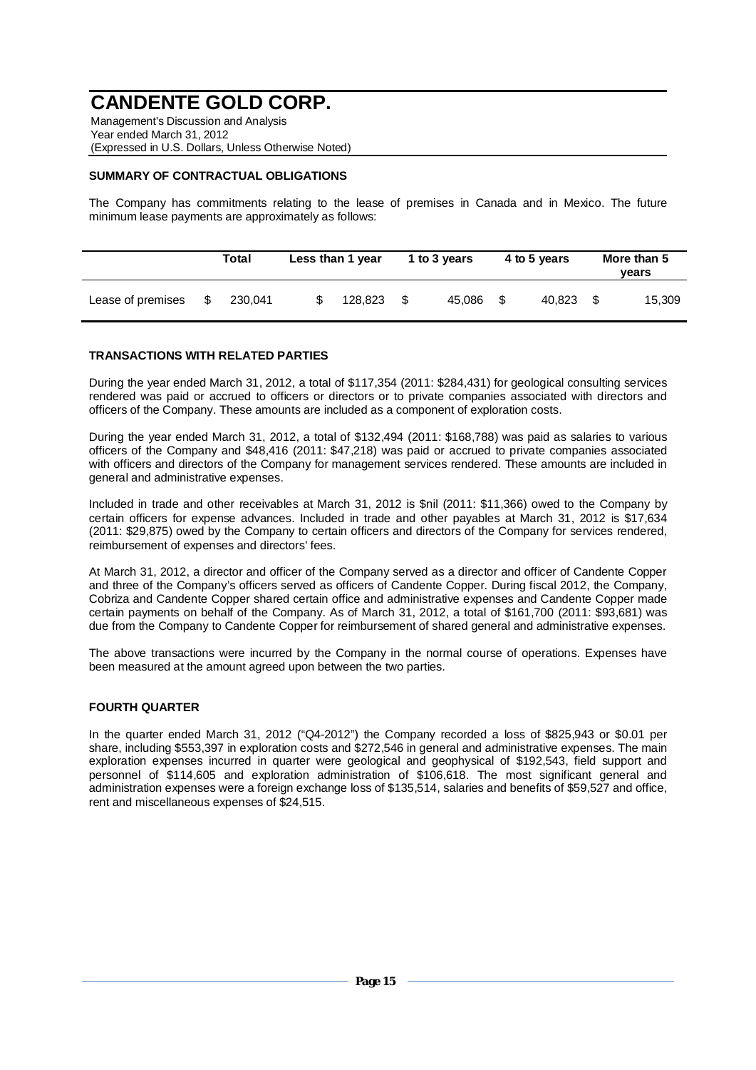## SUMMARY OF CONTRACTUAL OBLIGATIONS

The Company has commitments relating to the lease of premises in Canada and in Mexico. The future minimum lease payments are approximately as follows:

| | Total | Less than 1 year | 1 to 3 years | 4 to 5 years | More than 5 years |
|---|---|---|---|---|---|
| Lease of premises | $ 230,041 | $ 128,823 | $ 45,086 | $ 40,823 | $ 15,309 |

## TRANSACTIONS WITH RELATED PARTIES

During the year ended March 31, 2012, a total of $117,354 (2011: $284,431) for geological consulting services rendered was paid or accrued to officers or directors or to private companies associated with directors and officers of the Company. These amounts are included as a component of exploration costs.

During the year ended March 31, 2012, a total of $132,494 (2011: $168,788) was paid as salaries to various officers of the Company and $48,416 (2011: $47,218) was paid or accrued to private companies associated with officers and directors of the Company for management services rendered. These amounts are included in general and administrative expenses.

Included in trade and other receivables at March 31, 2012 is $nil (2011: $11,366) owed to the Company by certain officers for expense advances. Included in trade and other payables at March 31, 2012 is $17,634 (2011: $29,875) owed by the Company to certain officers and directors of the Company for services rendered, reimbursement of expenses and directors' fees.

At March 31, 2012, a director and officer of the Company served as a director and officer of Candente Copper and three of the Company's officers served as officers of Candente Copper. During fiscal 2012, the Company, Cobriza and Candente Copper shared certain office and administrative expenses and Candente Copper made certain payments on behalf of the Company. As of March 31, 2012, a total of $161,700 (2011: $93,681) was due from the Company to Candente Copper for reimbursement of shared general and administrative expenses.

The above transactions were incurred by the Company in the normal course of operations. Expenses have been measured at the amount agreed upon between the two parties.

## FOURTH QUARTER

In the quarter ended March 31, 2012 ("Q4-2012") the Company recorded a loss of $825,943 or $0.01 per share, including $553,397 in exploration costs and $272,546 in general and administrative expenses. The main exploration expenses incurred in quarter were geological and geophysical of $192,543, field support and personnel of $114,605 and exploration administration of $106,618. The most significant general and administration expenses were a foreign exchange loss of $135,514, salaries and benefits of $59,527 and office, rent and miscellaneous expenses of $24,515.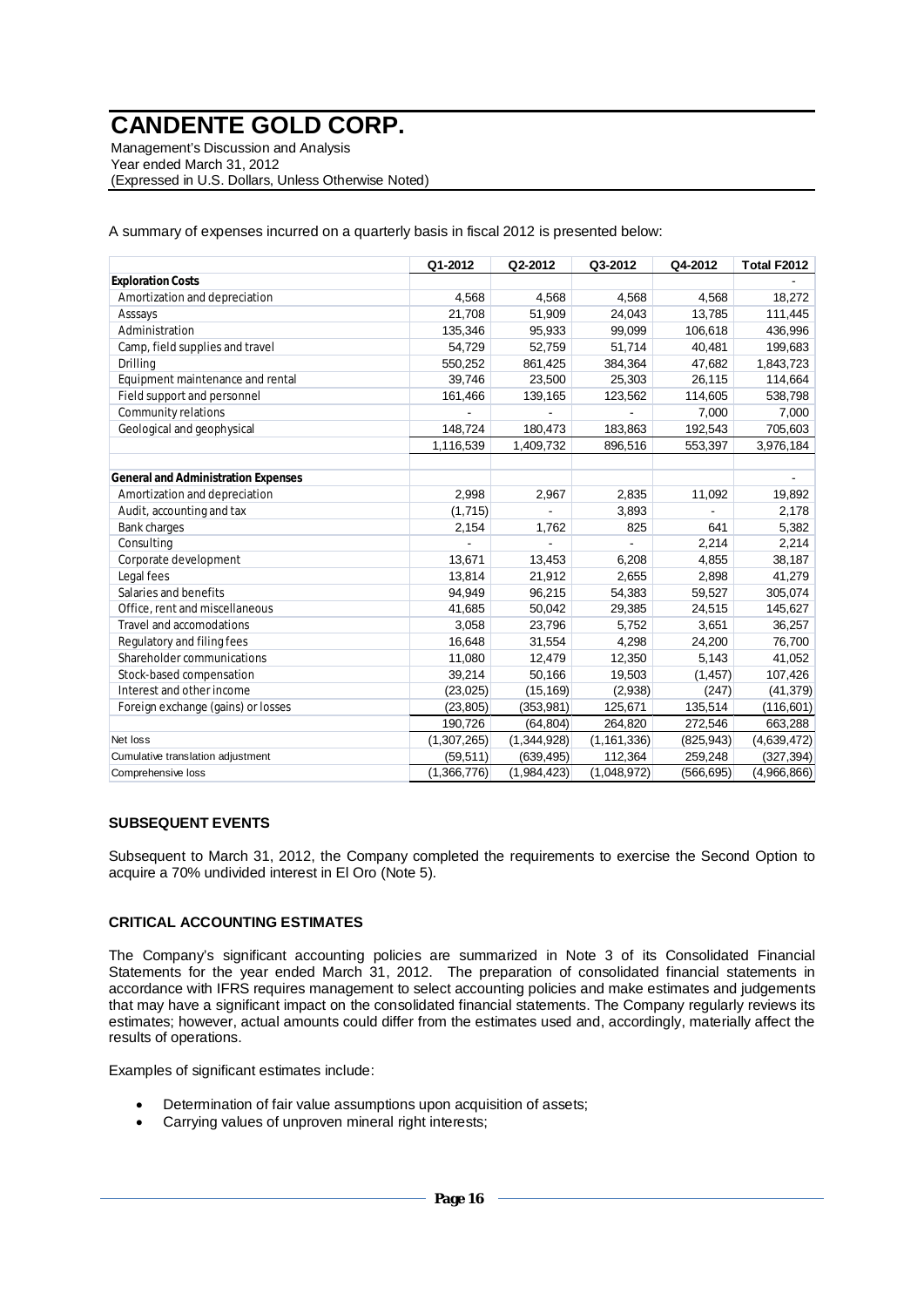A summary of expenses incurred on a quarterly basis in fiscal 2012 is presented below:

| | Q1-2012 | Q2-2012 | Q3-2012 | Q4-2012 | Total F2012 |
|---|---|---|---|---|---|
| **Exploration Costs** | | | | | - |
| Amortization and depreciation | 4,568 | 4,568 | 4,568 | 4,568 | 18,272 |
| Asssays | 21,708 | 51,909 | 24,043 | 13,785 | 111,445 |
| Administration | 135,346 | 95,933 | 99,099 | 106,618 | 436,996 |
| Camp, field supplies and travel | 54,729 | 52,759 | 51,714 | 40,481 | 199,683 |
| Drilling | 550,252 | 861,425 | 384,364 | 47,682 | 1,843,723 |
| Equipment maintenance and rental | 39,746 | 23,500 | 25,303 | 26,115 | 114,664 |
| Field support and personnel | 161,466 | 139,165 | 123,562 | 114,605 | 538,798 |
| Community relations | - | - | - | 7,000 | 7,000 |
| Geological and geophysical | 148,724 | 180,473 | 183,863 | 192,543 | 705,603 |
| | 1,116,539 | 1,409,732 | 896,516 | 553,397 | 3,976,184 |
| | | | | | |
| **General and Administration Expenses** | | | | | - |
| Amortization and depreciation | 2,998 | 2,967 | 2,835 | 11,092 | 19,892 |
| Audit, accounting and tax | (1,715) | - | 3,893 | - | 2,178 |
| Bank charges | 2,154 | 1,762 | 825 | 641 | 5,382 |
| Consulting | - | - | - | 2,214 | 2,214 |
| Corporate development | 13,671 | 13,453 | 6,208 | 4,855 | 38,187 |
| Legal fees | 13,814 | 21,912 | 2,655 | 2,898 | 41,279 |
| Salaries and benefits | 94,949 | 96,215 | 54,383 | 59,527 | 305,074 |
| Office, rent and miscellaneous | 41,685 | 50,042 | 29,385 | 24,515 | 145,627 |
| Travel and accomodations | 3,058 | 23,796 | 5,752 | 3,651 | 36,257 |
| Regulatory and filing fees | 16,648 | 31,554 | 4,298 | 24,200 | 76,700 |
| Shareholder communications | 11,080 | 12,479 | 12,350 | 5,143 | 41,052 |
| Stock-based compensation | 39,214 | 50,166 | 19,503 | (1,457) | 107,426 |
| Interest and other income | (23,025) | (15,169) | (2,938) | (247) | (41,379) |
| Foreign exchange (gains) or losses | (23,805) | (353,981) | 125,671 | 135,514 | (116,601) |
| | 190,726 | (64,804) | 264,820 | 272,546 | 663,288 |
| Net loss | (1,307,265) | (1,344,928) | (1,161,336) | (825,943) | (4,639,472) |
| Cumulative translation adjustment | (59,511) | (639,495) | 112,364 | 259,248 | (327,394) |
| Comprehensive loss | (1,366,776) | (1,984,423) | (1,048,972) | (566,695) | (4,966,866) |

### SUBSEQUENT EVENTS

Subsequent to March 31, 2012, the Company completed the requirements to exercise the Second Option to acquire a 70% undivided interest in El Oro (Note 5).

### CRITICAL ACCOUNTING ESTIMATES

The Company's significant accounting policies are summarized in Note 3 of its Consolidated Financial Statements for the year ended March 31, 2012. The preparation of consolidated financial statements in accordance with IFRS requires management to select accounting policies and make estimates and judgements that may have a significant impact on the consolidated financial statements. The Company regularly reviews its estimates; however, actual amounts could differ from the estimates used and, accordingly, materially affect the results of operations.

Examples of significant estimates include:

- Determination of fair value assumptions upon acquisition of assets;
- Carrying values of unproven mineral right interests;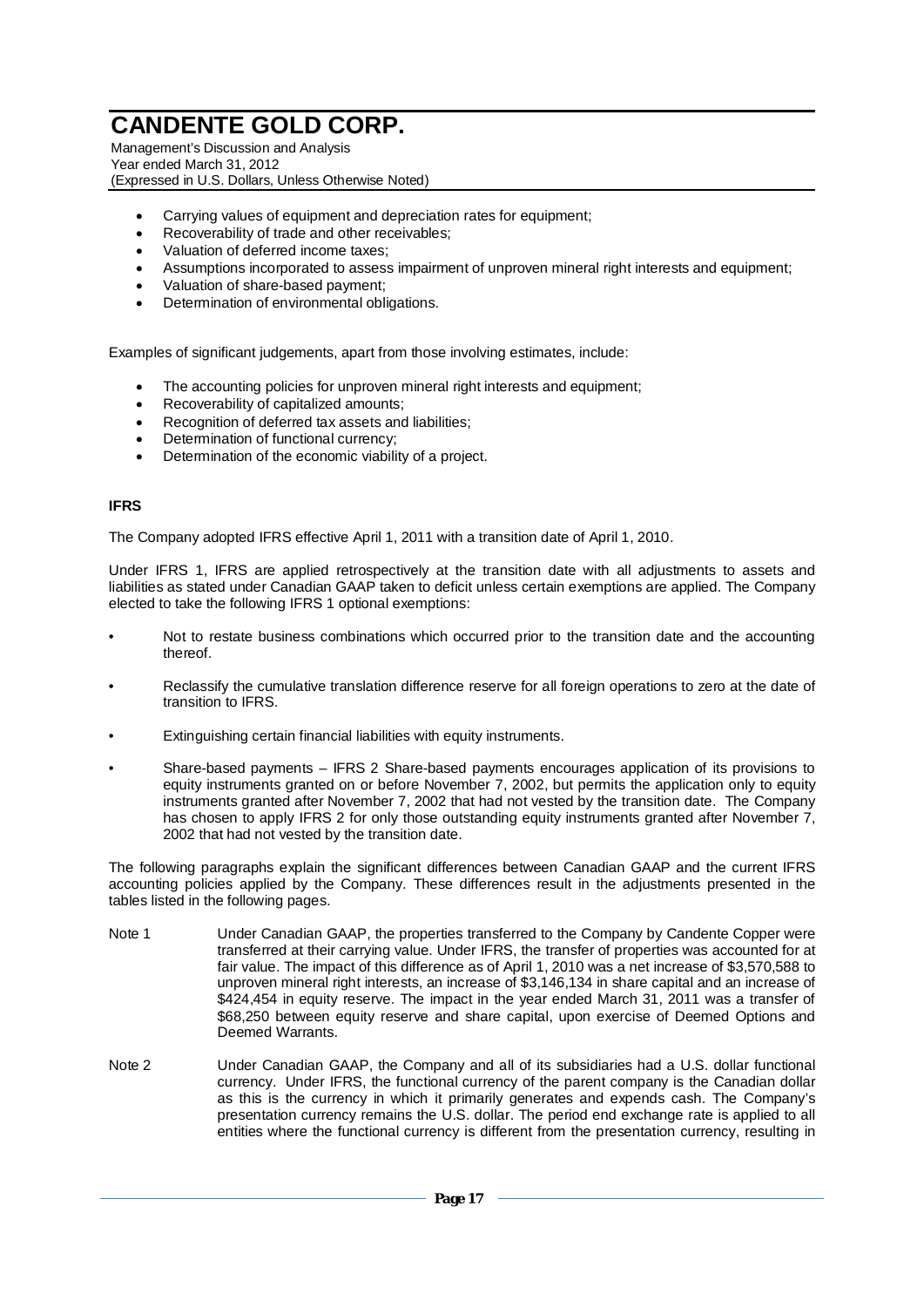- Carrying values of equipment and depreciation rates for equipment;
- Recoverability of trade and other receivables;
- Valuation of deferred income taxes;
- Assumptions incorporated to assess impairment of unproven mineral right interests and equipment;
- Valuation of share-based payment;
- Determination of environmental obligations.

Examples of significant judgements, apart from those involving estimates, include:

- The accounting policies for unproven mineral right interests and equipment;
- Recoverability of capitalized amounts;
- Recognition of deferred tax assets and liabilities;
- Determination of functional currency;
- Determination of the economic viability of a project.

**IFRS**

The Company adopted IFRS effective April 1, 2011 with a transition date of April 1, 2010.

Under IFRS 1, IFRS are applied retrospectively at the transition date with all adjustments to assets and liabilities as stated under Canadian GAAP taken to deficit unless certain exemptions are applied. The Company elected to take the following IFRS 1 optional exemptions:

- Not to restate business combinations which occurred prior to the transition date and the accounting thereof.
- Reclassify the cumulative translation difference reserve for all foreign operations to zero at the date of transition to IFRS.
- Extinguishing certain financial liabilities with equity instruments.
- Share-based payments – IFRS 2 Share-based payments encourages application of its provisions to equity instruments granted on or before November 7, 2002, but permits the application only to equity instruments granted after November 7, 2002 that had not vested by the transition date. The Company has chosen to apply IFRS 2 for only those outstanding equity instruments granted after November 7, 2002 that had not vested by the transition date.

The following paragraphs explain the significant differences between Canadian GAAP and the current IFRS accounting policies applied by the Company. These differences result in the adjustments presented in the tables listed in the following pages.

Note 1 Under Canadian GAAP, the properties transferred to the Company by Candente Copper were transferred at their carrying value. Under IFRS, the transfer of properties was accounted for at fair value. The impact of this difference as of April 1, 2010 was a net increase of $3,570,588 to unproven mineral right interests, an increase of $3,146,134 in share capital and an increase of $424,454 in equity reserve. The impact in the year ended March 31, 2011 was a transfer of $68,250 between equity reserve and share capital, upon exercise of Deemed Options and Deemed Warrants.

Note 2 Under Canadian GAAP, the Company and all of its subsidiaries had a U.S. dollar functional currency. Under IFRS, the functional currency of the parent company is the Canadian dollar as this is the currency in which it primarily generates and expends cash. The Company's presentation currency remains the U.S. dollar. The period end exchange rate is applied to all entities where the functional currency is different from the presentation currency, resulting in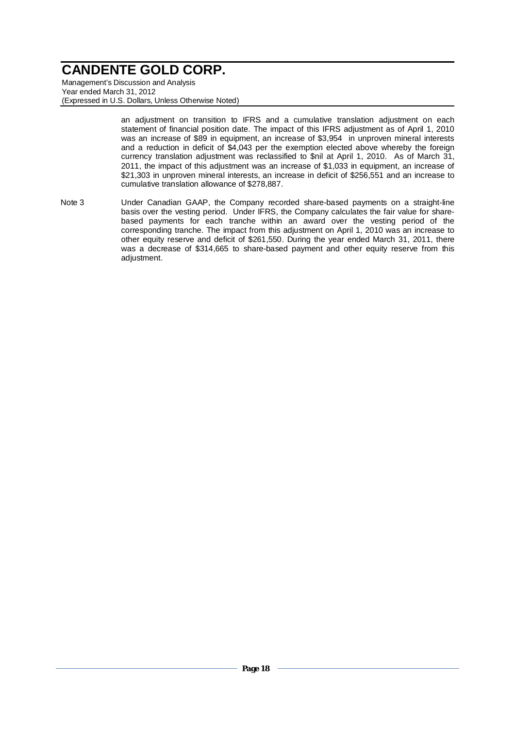an adjustment on transition to IFRS and a cumulative translation adjustment on each statement of financial position date. The impact of this IFRS adjustment as of April 1, 2010 was an increase of $89 in equipment, an increase of $3,954 in unproven mineral interests and a reduction in deficit of $4,043 per the exemption elected above whereby the foreign currency translation adjustment was reclassified to $nil at April 1, 2010. As of March 31, 2011, the impact of this adjustment was an increase of $1,033 in equipment, an increase of $21,303 in unproven mineral interests, an increase in deficit of $256,551 and an increase to cumulative translation allowance of $278,887.

Note 3 Under Canadian GAAP, the Company recorded share-based payments on a straight-line basis over the vesting period. Under IFRS, the Company calculates the fair value for share-based payments for each tranche within an award over the vesting period of the corresponding tranche. The impact from this adjustment on April 1, 2010 was an increase to other equity reserve and deficit of $261,550. During the year ended March 31, 2011, there was a decrease of $314,665 to share-based payment and other equity reserve from this adjustment.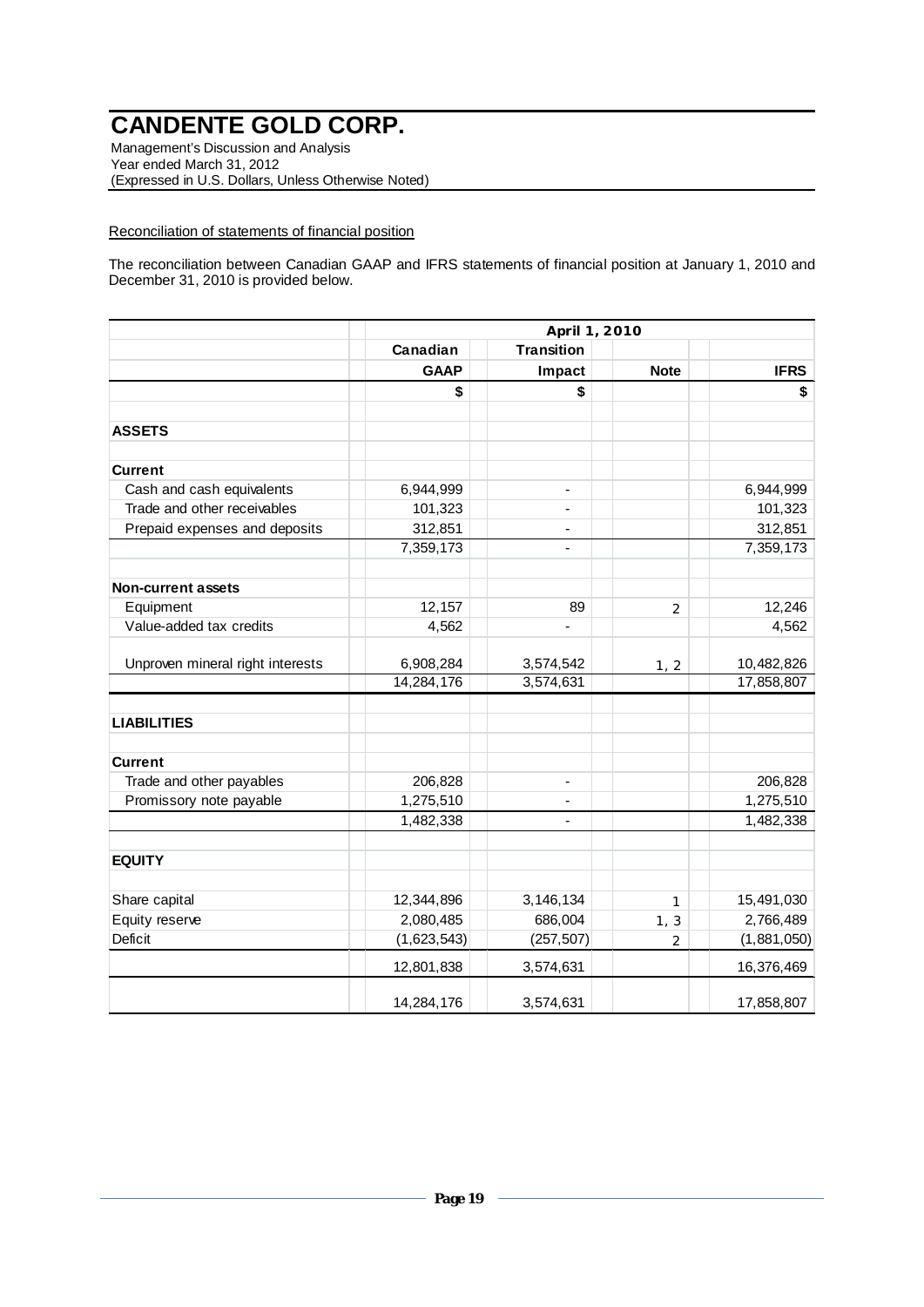### Reconciliation of statements of financial position

The reconciliation between Canadian GAAP and IFRS statements of financial position at January 1, 2010 and December 31, 2010 is provided below.

| | April 1, 2010 | | | |
|---|---|---|---|---|
| | Canadian | Transition | | |
| | GAAP | Impact | Note | IFRS |
| | $ | $ | | $ |
| **ASSETS** | | | | |
| **Current** | | | | |
| Cash and cash equivalents | 6,944,999 | - | | 6,944,999 |
| Trade and other receivables | 101,323 | - | | 101,323 |
| Prepaid expenses and deposits | 312,851 | - | | 312,851 |
| | 7,359,173 | - | | 7,359,173 |
| **Non-current assets** | | | | |
| Equipment | 12,157 | 89 | 2 | 12,246 |
| Value-added tax credits | 4,562 | - | | 4,562 |
| Unproven mineral right interests | 6,908,284 | 3,574,542 | 1, 2 | 10,482,826 |
| | 14,284,176 | 3,574,631 | | 17,858,807 |
| **LIABILITIES** | | | | |
| **Current** | | | | |
| Trade and other payables | 206,828 | - | | 206,828 |
| Promissory note payable | 1,275,510 | - | | 1,275,510 |
| | 1,482,338 | - | | 1,482,338 |
| **EQUITY** | | | | |
| Share capital | 12,344,896 | 3,146,134 | 1 | 15,491,030 |
| Equity reserve | 2,080,485 | 686,004 | 1, 3 | 2,766,489 |
| Deficit | (1,623,543) | (257,507) | 2 | (1,881,050) |
| | 12,801,838 | 3,574,631 | | 16,376,469 |
| | 14,284,176 | 3,574,631 | | 17,858,807 |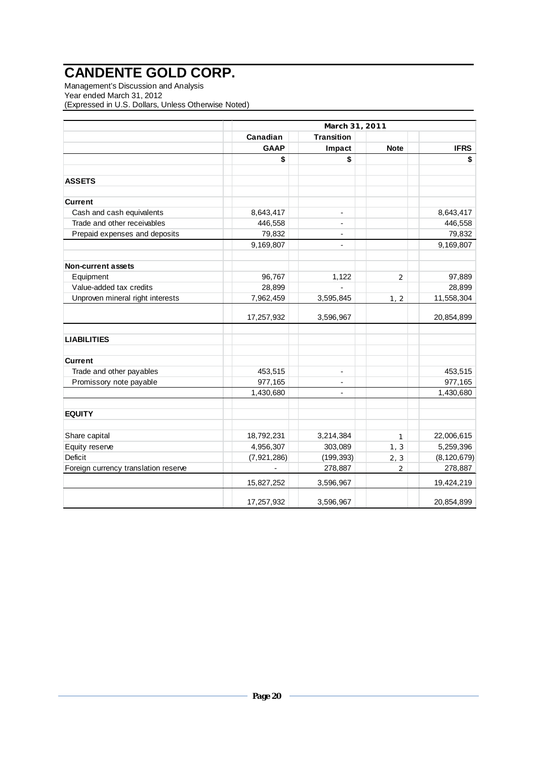# CANDENTE GOLD CORP.

Management's Discussion and Analysis
Year ended March 31, 2012
(Expressed in U.S. Dollars, Unless Otherwise Noted)

| | March 31, 2011 | | | |
|---|---|---|---|---|
| | Canadian | Transition | | |
| | GAAP | Impact | Note | IFRS |
| | $ | $ | | $ |
| **ASSETS** | | | | |
| **Current** | | | | |
| Cash and cash equivalents | 8,643,417 | - | | 8,643,417 |
| Trade and other receivables | 446,558 | - | | 446,558 |
| Prepaid expenses and deposits | 79,832 | - | | 79,832 |
| | 9,169,807 | - | | 9,169,807 |
| **Non-current assets** | | | | |
| Equipment | 96,767 | 1,122 | 2 | 97,889 |
| Value-added tax credits | 28,899 | - | | 28,899 |
| Unproven mineral right interests | 7,962,459 | 3,595,845 | 1, 2 | 11,558,304 |
| | 17,257,932 | 3,596,967 | | 20,854,899 |
| **LIABILITIES** | | | | |
| **Current** | | | | |
| Trade and other payables | 453,515 | - | | 453,515 |
| Promissory note payable | 977,165 | - | | 977,165 |
| | 1,430,680 | - | | 1,430,680 |
| **EQUITY** | | | | |
| Share capital | 18,792,231 | 3,214,384 | 1 | 22,006,615 |
| Equity reserve | 4,956,307 | 303,089 | 1, 3 | 5,259,396 |
| Deficit | (7,921,286) | (199,393) | 2, 3 | (8,120,679) |
| Foreign currency translation reserve | - | 278,887 | 2 | 278,887 |
| | 15,827,252 | 3,596,967 | | 19,424,219 |
| | 17,257,932 | 3,596,967 | | 20,854,899 |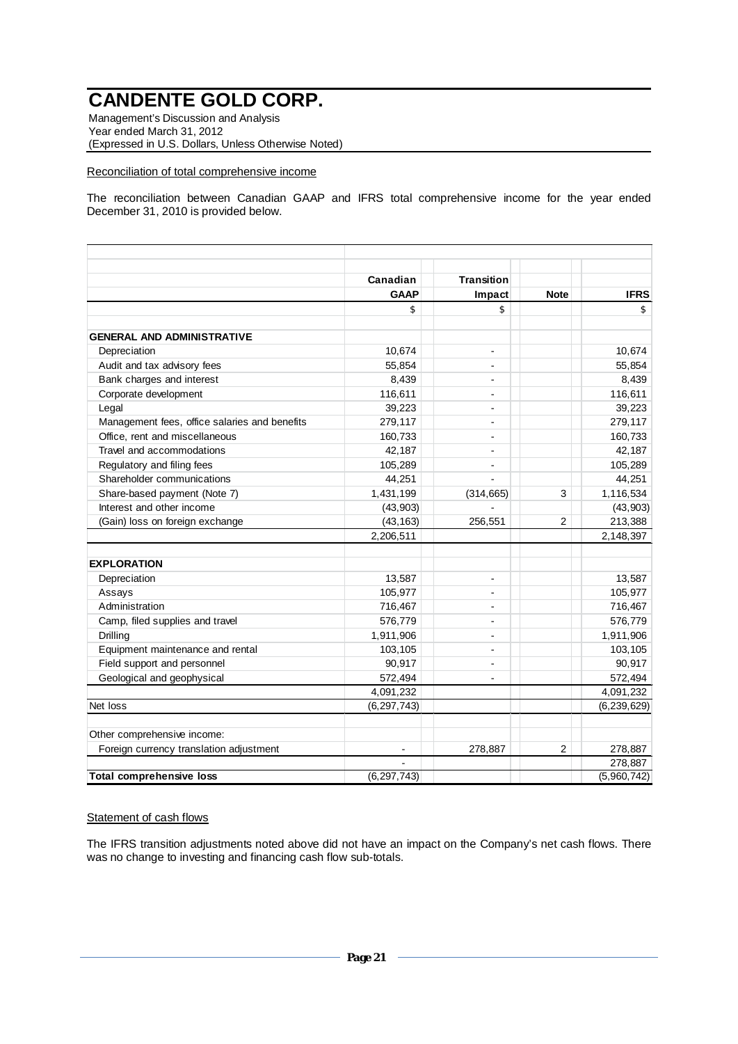# CANDENTE GOLD CORP.

Management's Discussion and Analysis
Year ended March 31, 2012
(Expressed in U.S. Dollars, Unless Otherwise Noted)

Reconciliation of total comprehensive income

The reconciliation between Canadian GAAP and IFRS total comprehensive income for the year ended December 31, 2010 is provided below.

| | Canadian GAAP | Transition Impact | Note | IFRS |
|---|---|---|---|---|
| | $ | $ | | $ |
| **GENERAL AND ADMINISTRATIVE** | | | | |
| Depreciation | 10,674 | - | | 10,674 |
| Audit and tax advisory fees | 55,854 | - | | 55,854 |
| Bank charges and interest | 8,439 | - | | 8,439 |
| Corporate development | 116,611 | - | | 116,611 |
| Legal | 39,223 | - | | 39,223 |
| Management fees, office salaries and benefits | 279,117 | - | | 279,117 |
| Office, rent and miscellaneous | 160,733 | - | | 160,733 |
| Travel and accommodations | 42,187 | - | | 42,187 |
| Regulatory and filing fees | 105,289 | - | | 105,289 |
| Shareholder communications | 44,251 | - | | 44,251 |
| Share-based payment (Note 7) | 1,431,199 | (314,665) | 3 | 1,116,534 |
| Interest and other income | (43,903) | - | | (43,903) |
| (Gain) loss on foreign exchange | (43,163) | 256,551 | 2 | 213,388 |
| | 2,206,511 | | | 2,148,397 |
| **EXPLORATION** | | | | |
| Depreciation | 13,587 | - | | 13,587 |
| Assays | 105,977 | - | | 105,977 |
| Administration | 716,467 | - | | 716,467 |
| Camp, filed supplies and travel | 576,779 | - | | 576,779 |
| Drilling | 1,911,906 | - | | 1,911,906 |
| Equipment maintenance and rental | 103,105 | - | | 103,105 |
| Field support and personnel | 90,917 | - | | 90,917 |
| Geological and geophysical | 572,494 | - | | 572,494 |
| | 4,091,232 | | | 4,091,232 |
| Net loss | (6,297,743) | | | (6,239,629) |
| Other comprehensive income: | | | | |
| Foreign currency translation adjustment | - | 278,887 | 2 | 278,887 |
| | - | | | 278,887 |
| **Total comprehensive loss** | (6,297,743) | | | (5,960,742) |

Statement of cash flows

The IFRS transition adjustments noted above did not have an impact on the Company's net cash flows. There was no change to investing and financing cash flow sub-totals.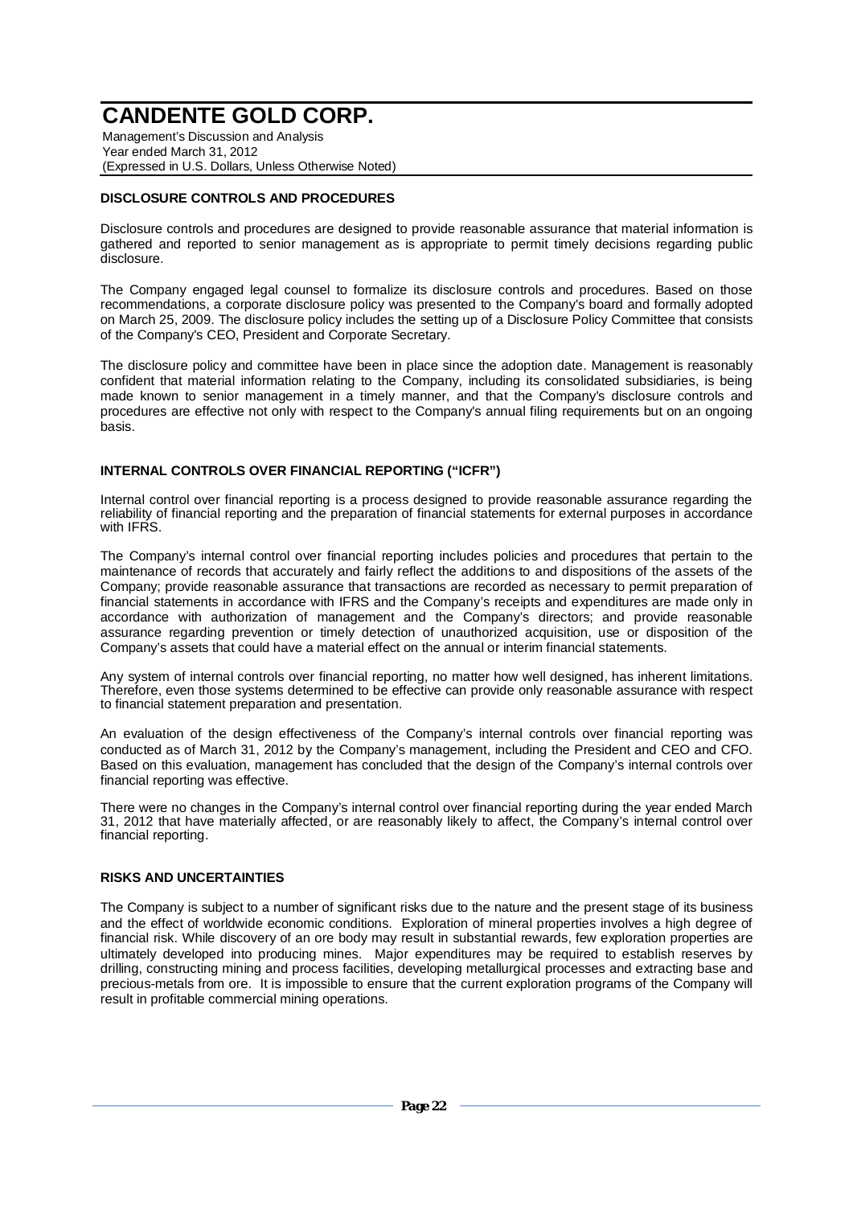## DISCLOSURE CONTROLS AND PROCEDURES

Disclosure controls and procedures are designed to provide reasonable assurance that material information is gathered and reported to senior management as is appropriate to permit timely decisions regarding public disclosure.

The Company engaged legal counsel to formalize its disclosure controls and procedures. Based on those recommendations, a corporate disclosure policy was presented to the Company's board and formally adopted on March 25, 2009. The disclosure policy includes the setting up of a Disclosure Policy Committee that consists of the Company's CEO, President and Corporate Secretary.

The disclosure policy and committee have been in place since the adoption date. Management is reasonably confident that material information relating to the Company, including its consolidated subsidiaries, is being made known to senior management in a timely manner, and that the Company's disclosure controls and procedures are effective not only with respect to the Company's annual filing requirements but on an ongoing basis.

## INTERNAL CONTROLS OVER FINANCIAL REPORTING ("ICFR")

Internal control over financial reporting is a process designed to provide reasonable assurance regarding the reliability of financial reporting and the preparation of financial statements for external purposes in accordance with IFRS.

The Company's internal control over financial reporting includes policies and procedures that pertain to the maintenance of records that accurately and fairly reflect the additions to and dispositions of the assets of the Company; provide reasonable assurance that transactions are recorded as necessary to permit preparation of financial statements in accordance with IFRS and the Company's receipts and expenditures are made only in accordance with authorization of management and the Company's directors; and provide reasonable assurance regarding prevention or timely detection of unauthorized acquisition, use or disposition of the Company's assets that could have a material effect on the annual or interim financial statements.

Any system of internal controls over financial reporting, no matter how well designed, has inherent limitations. Therefore, even those systems determined to be effective can provide only reasonable assurance with respect to financial statement preparation and presentation.

An evaluation of the design effectiveness of the Company's internal controls over financial reporting was conducted as of March 31, 2012 by the Company's management, including the President and CEO and CFO. Based on this evaluation, management has concluded that the design of the Company's internal controls over financial reporting was effective.

There were no changes in the Company's internal control over financial reporting during the year ended March 31, 2012 that have materially affected, or are reasonably likely to affect, the Company's internal control over financial reporting.

## RISKS AND UNCERTAINTIES

The Company is subject to a number of significant risks due to the nature and the present stage of its business and the effect of worldwide economic conditions. Exploration of mineral properties involves a high degree of financial risk. While discovery of an ore body may result in substantial rewards, few exploration properties are ultimately developed into producing mines. Major expenditures may be required to establish reserves by drilling, constructing mining and process facilities, developing metallurgical processes and extracting base and precious-metals from ore. It is impossible to ensure that the current exploration programs of the Company will result in profitable commercial mining operations.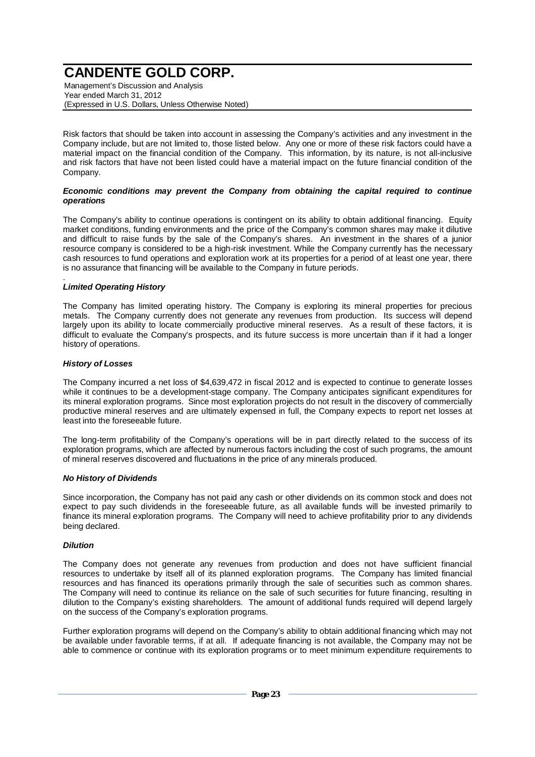Risk factors that should be taken into account in assessing the Company's activities and any investment in the Company include, but are not limited to, those listed below. Any one or more of these risk factors could have a material impact on the financial condition of the Company. This information, by its nature, is not all-inclusive and risk factors that have not been listed could have a material impact on the future financial condition of the Company.

***Economic conditions may prevent the Company from obtaining the capital required to continue operations***

The Company's ability to continue operations is contingent on its ability to obtain additional financing. Equity market conditions, funding environments and the price of the Company's common shares may make it dilutive and difficult to raise funds by the sale of the Company's shares. An investment in the shares of a junior resource company is considered to be a high-risk investment. While the Company currently has the necessary cash resources to fund operations and exploration work at its properties for a period of at least one year, there is no assurance that financing will be available to the Company in future periods.

***Limited Operating History***

The Company has limited operating history. The Company is exploring its mineral properties for precious metals. The Company currently does not generate any revenues from production. Its success will depend largely upon its ability to locate commercially productive mineral reserves. As a result of these factors, it is difficult to evaluate the Company's prospects, and its future success is more uncertain than if it had a longer history of operations.

***History of Losses***

The Company incurred a net loss of $4,639,472 in fiscal 2012 and is expected to continue to generate losses while it continues to be a development-stage company. The Company anticipates significant expenditures for its mineral exploration programs. Since most exploration projects do not result in the discovery of commercially productive mineral reserves and are ultimately expensed in full, the Company expects to report net losses at least into the foreseeable future.

The long-term profitability of the Company's operations will be in part directly related to the success of its exploration programs, which are affected by numerous factors including the cost of such programs, the amount of mineral reserves discovered and fluctuations in the price of any minerals produced.

***No History of Dividends***

Since incorporation, the Company has not paid any cash or other dividends on its common stock and does not expect to pay such dividends in the foreseeable future, as all available funds will be invested primarily to finance its mineral exploration programs. The Company will need to achieve profitability prior to any dividends being declared.

***Dilution***

The Company does not generate any revenues from production and does not have sufficient financial resources to undertake by itself all of its planned exploration programs. The Company has limited financial resources and has financed its operations primarily through the sale of securities such as common shares. The Company will need to continue its reliance on the sale of such securities for future financing, resulting in dilution to the Company's existing shareholders. The amount of additional funds required will depend largely on the success of the Company's exploration programs.

Further exploration programs will depend on the Company's ability to obtain additional financing which may not be available under favorable terms, if at all. If adequate financing is not available, the Company may not be able to commence or continue with its exploration programs or to meet minimum expenditure requirements to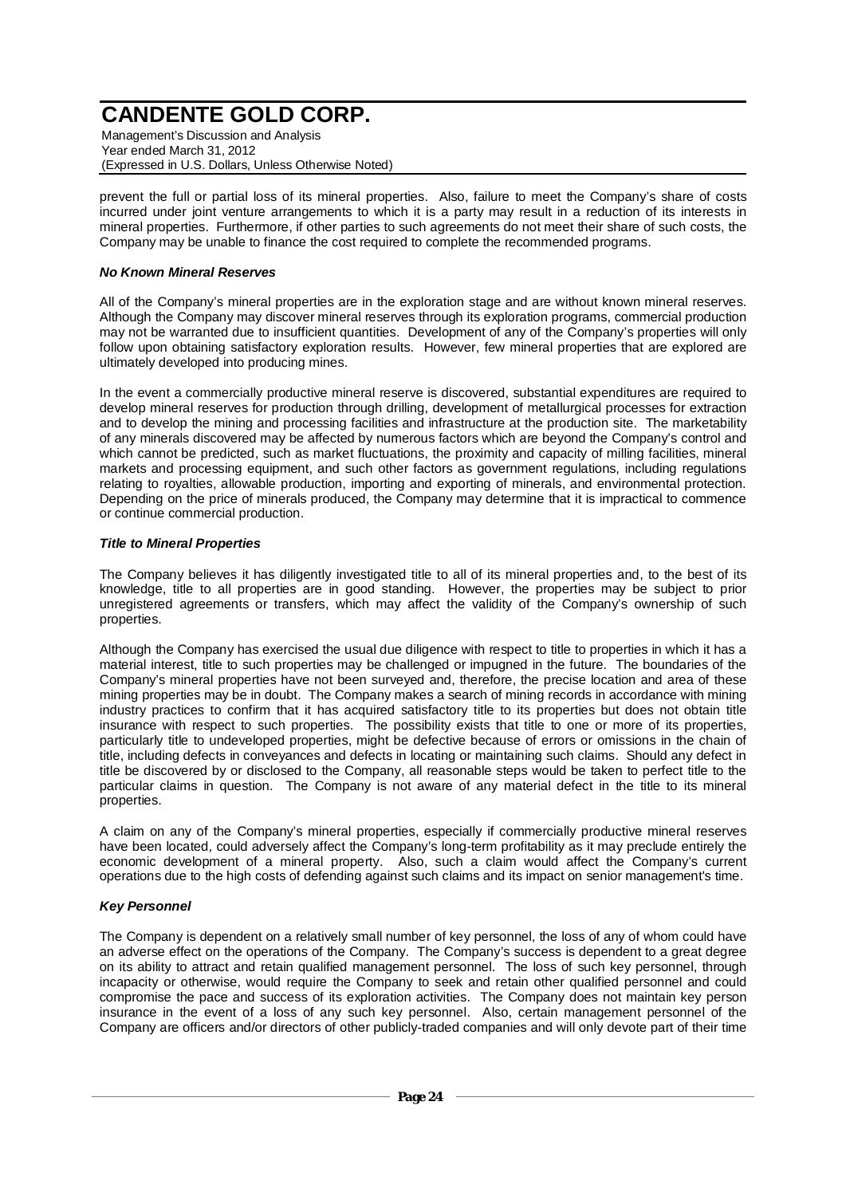prevent the full or partial loss of its mineral properties. Also, failure to meet the Company's share of costs incurred under joint venture arrangements to which it is a party may result in a reduction of its interests in mineral properties. Furthermore, if other parties to such agreements do not meet their share of such costs, the Company may be unable to finance the cost required to complete the recommended programs.

***No Known Mineral Reserves***

All of the Company's mineral properties are in the exploration stage and are without known mineral reserves. Although the Company may discover mineral reserves through its exploration programs, commercial production may not be warranted due to insufficient quantities. Development of any of the Company's properties will only follow upon obtaining satisfactory exploration results. However, few mineral properties that are explored are ultimately developed into producing mines.

In the event a commercially productive mineral reserve is discovered, substantial expenditures are required to develop mineral reserves for production through drilling, development of metallurgical processes for extraction and to develop the mining and processing facilities and infrastructure at the production site. The marketability of any minerals discovered may be affected by numerous factors which are beyond the Company's control and which cannot be predicted, such as market fluctuations, the proximity and capacity of milling facilities, mineral markets and processing equipment, and such other factors as government regulations, including regulations relating to royalties, allowable production, importing and exporting of minerals, and environmental protection. Depending on the price of minerals produced, the Company may determine that it is impractical to commence or continue commercial production.

***Title to Mineral Properties***

The Company believes it has diligently investigated title to all of its mineral properties and, to the best of its knowledge, title to all properties are in good standing. However, the properties may be subject to prior unregistered agreements or transfers, which may affect the validity of the Company's ownership of such properties.

Although the Company has exercised the usual due diligence with respect to title to properties in which it has a material interest, title to such properties may be challenged or impugned in the future. The boundaries of the Company's mineral properties have not been surveyed and, therefore, the precise location and area of these mining properties may be in doubt. The Company makes a search of mining records in accordance with mining industry practices to confirm that it has acquired satisfactory title to its properties but does not obtain title insurance with respect to such properties. The possibility exists that title to one or more of its properties, particularly title to undeveloped properties, might be defective because of errors or omissions in the chain of title, including defects in conveyances and defects in locating or maintaining such claims. Should any defect in title be discovered by or disclosed to the Company, all reasonable steps would be taken to perfect title to the particular claims in question. The Company is not aware of any material defect in the title to its mineral properties.

A claim on any of the Company's mineral properties, especially if commercially productive mineral reserves have been located, could adversely affect the Company's long-term profitability as it may preclude entirely the economic development of a mineral property. Also, such a claim would affect the Company's current operations due to the high costs of defending against such claims and its impact on senior management's time.

***Key Personnel***

The Company is dependent on a relatively small number of key personnel, the loss of any of whom could have an adverse effect on the operations of the Company. The Company's success is dependent to a great degree on its ability to attract and retain qualified management personnel. The loss of such key personnel, through incapacity or otherwise, would require the Company to seek and retain other qualified personnel and could compromise the pace and success of its exploration activities. The Company does not maintain key person insurance in the event of a loss of any such key personnel. Also, certain management personnel of the Company are officers and/or directors of other publicly-traded companies and will only devote part of their time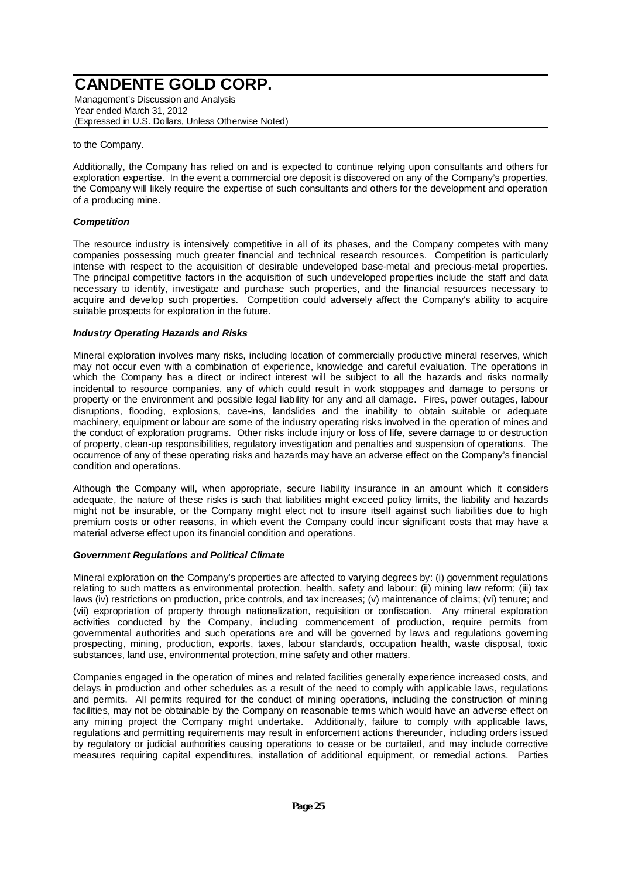to the Company.

Additionally, the Company has relied on and is expected to continue relying upon consultants and others for exploration expertise. In the event a commercial ore deposit is discovered on any of the Company's properties, the Company will likely require the expertise of such consultants and others for the development and operation of a producing mine.

### *Competition*

The resource industry is intensively competitive in all of its phases, and the Company competes with many companies possessing much greater financial and technical research resources. Competition is particularly intense with respect to the acquisition of desirable undeveloped base-metal and precious-metal properties. The principal competitive factors in the acquisition of such undeveloped properties include the staff and data necessary to identify, investigate and purchase such properties, and the financial resources necessary to acquire and develop such properties. Competition could adversely affect the Company's ability to acquire suitable prospects for exploration in the future.

### *Industry Operating Hazards and Risks*

Mineral exploration involves many risks, including location of commercially productive mineral reserves, which may not occur even with a combination of experience, knowledge and careful evaluation. The operations in which the Company has a direct or indirect interest will be subject to all the hazards and risks normally incidental to resource companies, any of which could result in work stoppages and damage to persons or property or the environment and possible legal liability for any and all damage. Fires, power outages, labour disruptions, flooding, explosions, cave-ins, landslides and the inability to obtain suitable or adequate machinery, equipment or labour are some of the industry operating risks involved in the operation of mines and the conduct of exploration programs. Other risks include injury or loss of life, severe damage to or destruction of property, clean-up responsibilities, regulatory investigation and penalties and suspension of operations. The occurrence of any of these operating risks and hazards may have an adverse effect on the Company's financial condition and operations.

Although the Company will, when appropriate, secure liability insurance in an amount which it considers adequate, the nature of these risks is such that liabilities might exceed policy limits, the liability and hazards might not be insurable, or the Company might elect not to insure itself against such liabilities due to high premium costs or other reasons, in which event the Company could incur significant costs that may have a material adverse effect upon its financial condition and operations.

### *Government Regulations and Political Climate*

Mineral exploration on the Company's properties are affected to varying degrees by: (i) government regulations relating to such matters as environmental protection, health, safety and labour; (ii) mining law reform; (iii) tax laws (iv) restrictions on production, price controls, and tax increases; (v) maintenance of claims; (vi) tenure; and (vii) expropriation of property through nationalization, requisition or confiscation. Any mineral exploration activities conducted by the Company, including commencement of production, require permits from governmental authorities and such operations are and will be governed by laws and regulations governing prospecting, mining, production, exports, taxes, labour standards, occupation health, waste disposal, toxic substances, land use, environmental protection, mine safety and other matters.

Companies engaged in the operation of mines and related facilities generally experience increased costs, and delays in production and other schedules as a result of the need to comply with applicable laws, regulations and permits. All permits required for the conduct of mining operations, including the construction of mining facilities, may not be obtainable by the Company on reasonable terms which would have an adverse effect on any mining project the Company might undertake. Additionally, failure to comply with applicable laws, regulations and permitting requirements may result in enforcement actions thereunder, including orders issued by regulatory or judicial authorities causing operations to cease or be curtailed, and may include corrective measures requiring capital expenditures, installation of additional equipment, or remedial actions. Parties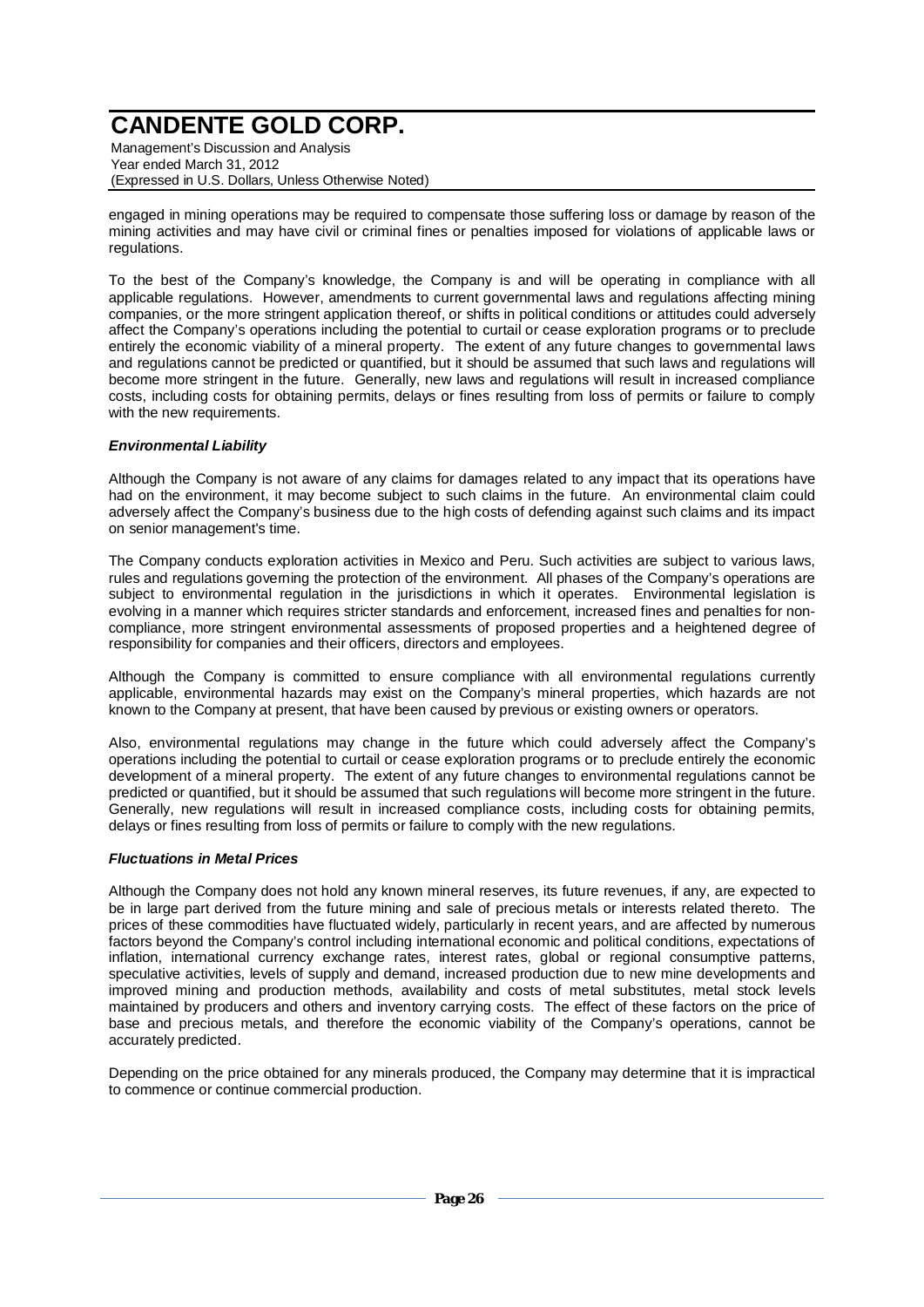engaged in mining operations may be required to compensate those suffering loss or damage by reason of the mining activities and may have civil or criminal fines or penalties imposed for violations of applicable laws or regulations.

To the best of the Company's knowledge, the Company is and will be operating in compliance with all applicable regulations. However, amendments to current governmental laws and regulations affecting mining companies, or the more stringent application thereof, or shifts in political conditions or attitudes could adversely affect the Company's operations including the potential to curtail or cease exploration programs or to preclude entirely the economic viability of a mineral property. The extent of any future changes to governmental laws and regulations cannot be predicted or quantified, but it should be assumed that such laws and regulations will become more stringent in the future. Generally, new laws and regulations will result in increased compliance costs, including costs for obtaining permits, delays or fines resulting from loss of permits or failure to comply with the new requirements.

***Environmental Liability***

Although the Company is not aware of any claims for damages related to any impact that its operations have had on the environment, it may become subject to such claims in the future. An environmental claim could adversely affect the Company's business due to the high costs of defending against such claims and its impact on senior management's time.

The Company conducts exploration activities in Mexico and Peru. Such activities are subject to various laws, rules and regulations governing the protection of the environment. All phases of the Company's operations are subject to environmental regulation in the jurisdictions in which it operates. Environmental legislation is evolving in a manner which requires stricter standards and enforcement, increased fines and penalties for non-compliance, more stringent environmental assessments of proposed properties and a heightened degree of responsibility for companies and their officers, directors and employees.

Although the Company is committed to ensure compliance with all environmental regulations currently applicable, environmental hazards may exist on the Company's mineral properties, which hazards are not known to the Company at present, that have been caused by previous or existing owners or operators.

Also, environmental regulations may change in the future which could adversely affect the Company's operations including the potential to curtail or cease exploration programs or to preclude entirely the economic development of a mineral property. The extent of any future changes to environmental regulations cannot be predicted or quantified, but it should be assumed that such regulations will become more stringent in the future. Generally, new regulations will result in increased compliance costs, including costs for obtaining permits, delays or fines resulting from loss of permits or failure to comply with the new regulations.

***Fluctuations in Metal Prices***

Although the Company does not hold any known mineral reserves, its future revenues, if any, are expected to be in large part derived from the future mining and sale of precious metals or interests related thereto. The prices of these commodities have fluctuated widely, particularly in recent years, and are affected by numerous factors beyond the Company's control including international economic and political conditions, expectations of inflation, international currency exchange rates, interest rates, global or regional consumptive patterns, speculative activities, levels of supply and demand, increased production due to new mine developments and improved mining and production methods, availability and costs of metal substitutes, metal stock levels maintained by producers and others and inventory carrying costs. The effect of these factors on the price of base and precious metals, and therefore the economic viability of the Company's operations, cannot be accurately predicted.

Depending on the price obtained for any minerals produced, the Company may determine that it is impractical to commence or continue commercial production.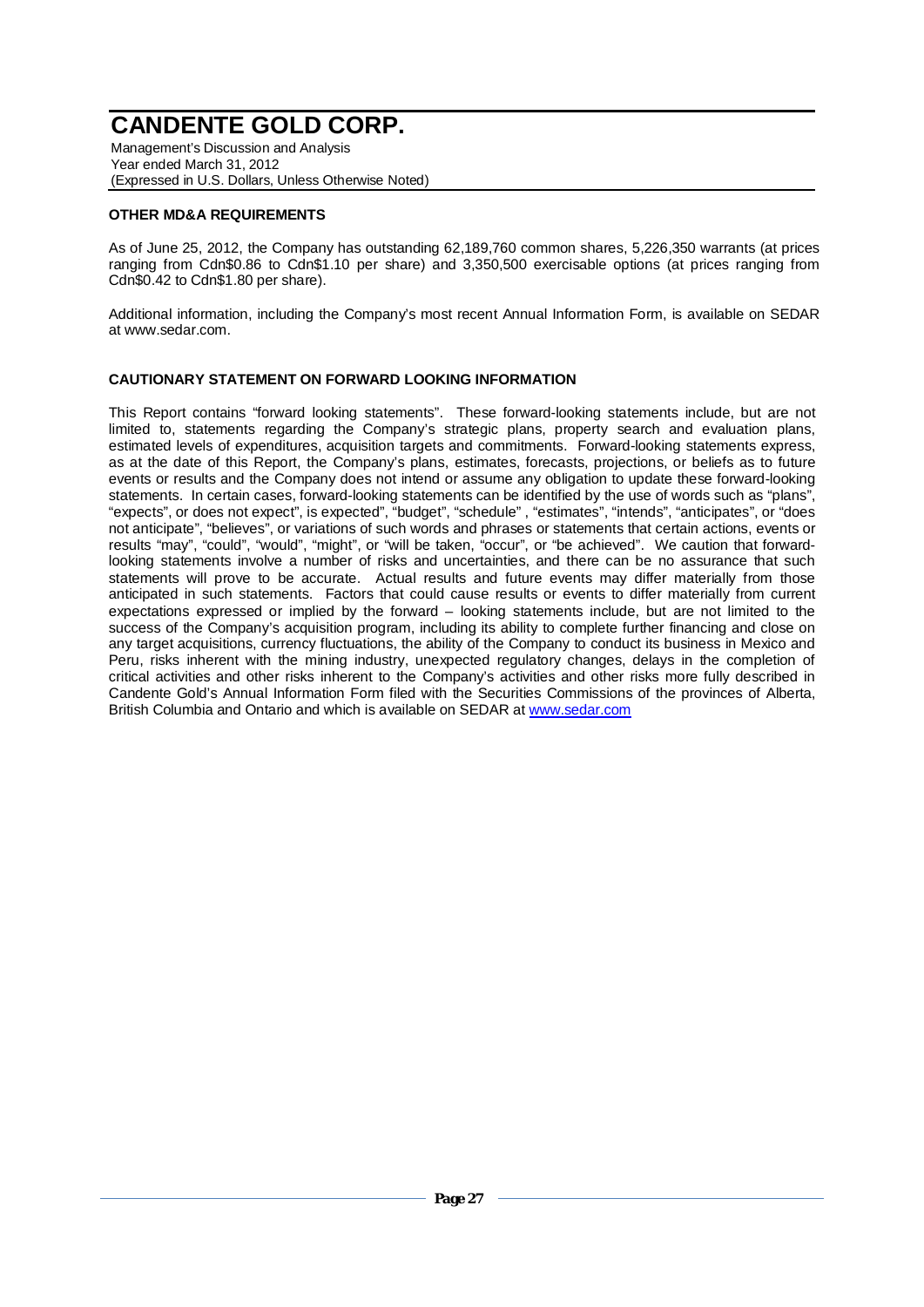## OTHER MD&A REQUIREMENTS

As of June 25, 2012, the Company has outstanding 62,189,760 common shares, 5,226,350 warrants (at prices ranging from Cdn$0.86 to Cdn$1.10 per share) and 3,350,500 exercisable options (at prices ranging from Cdn$0.42 to Cdn$1.80 per share).

Additional information, including the Company's most recent Annual Information Form, is available on SEDAR at www.sedar.com.

## CAUTIONARY STATEMENT ON FORWARD LOOKING INFORMATION

This Report contains "forward looking statements". These forward-looking statements include, but are not limited to, statements regarding the Company's strategic plans, property search and evaluation plans, estimated levels of expenditures, acquisition targets and commitments. Forward-looking statements express, as at the date of this Report, the Company's plans, estimates, forecasts, projections, or beliefs as to future events or results and the Company does not intend or assume any obligation to update these forward-looking statements. In certain cases, forward-looking statements can be identified by the use of words such as "plans", "expects", or does not expect", is expected", "budget", "schedule" , "estimates", "intends", "anticipates", or "does not anticipate", "believes", or variations of such words and phrases or statements that certain actions, events or results "may", "could", "would", "might", or "will be taken, "occur", or "be achieved". We caution that forward-looking statements involve a number of risks and uncertainties, and there can be no assurance that such statements will prove to be accurate. Actual results and future events may differ materially from those anticipated in such statements. Factors that could cause results or events to differ materially from current expectations expressed or implied by the forward – looking statements include, but are not limited to the success of the Company's acquisition program, including its ability to complete further financing and close on any target acquisitions, currency fluctuations, the ability of the Company to conduct its business in Mexico and Peru, risks inherent with the mining industry, unexpected regulatory changes, delays in the completion of critical activities and other risks inherent to the Company's activities and other risks more fully described in Candente Gold's Annual Information Form filed with the Securities Commissions of the provinces of Alberta, British Columbia and Ontario and which is available on SEDAR at www.sedar.com